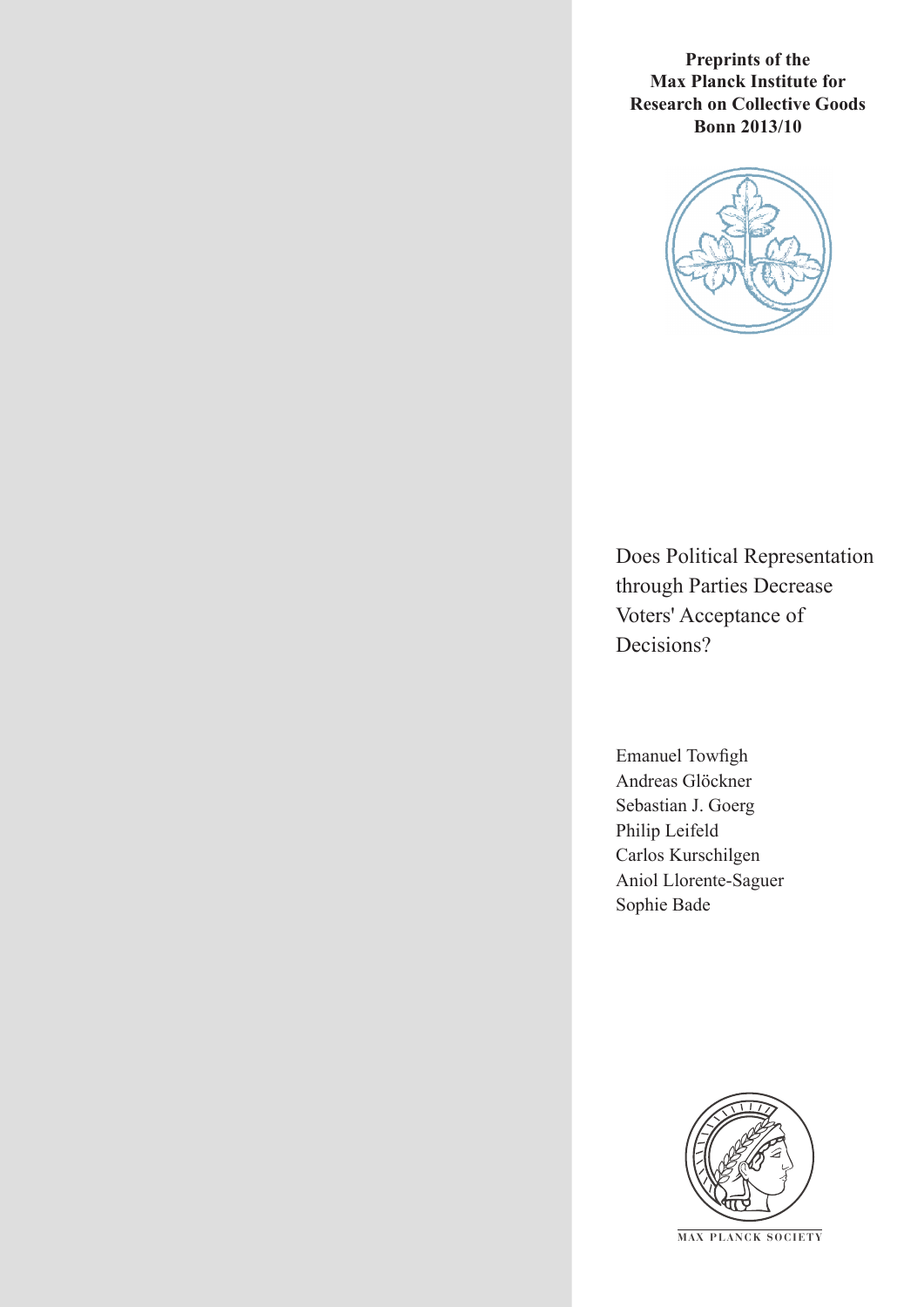**Preprints of the Max Planck Institute for Research on Collective Goods Bonn 2013/10**

# Does Political Representation through Parties Decrease Voters' Acceptance of Decisions?

Emanuel Towfigh
Andreas Glöckner
Sebastian J. Goerg
Philip Leifeld
Carlos Kurschilgen
Aniol Llorente-Saguer
Sophie Bade

MAX PLANCK SOCIETY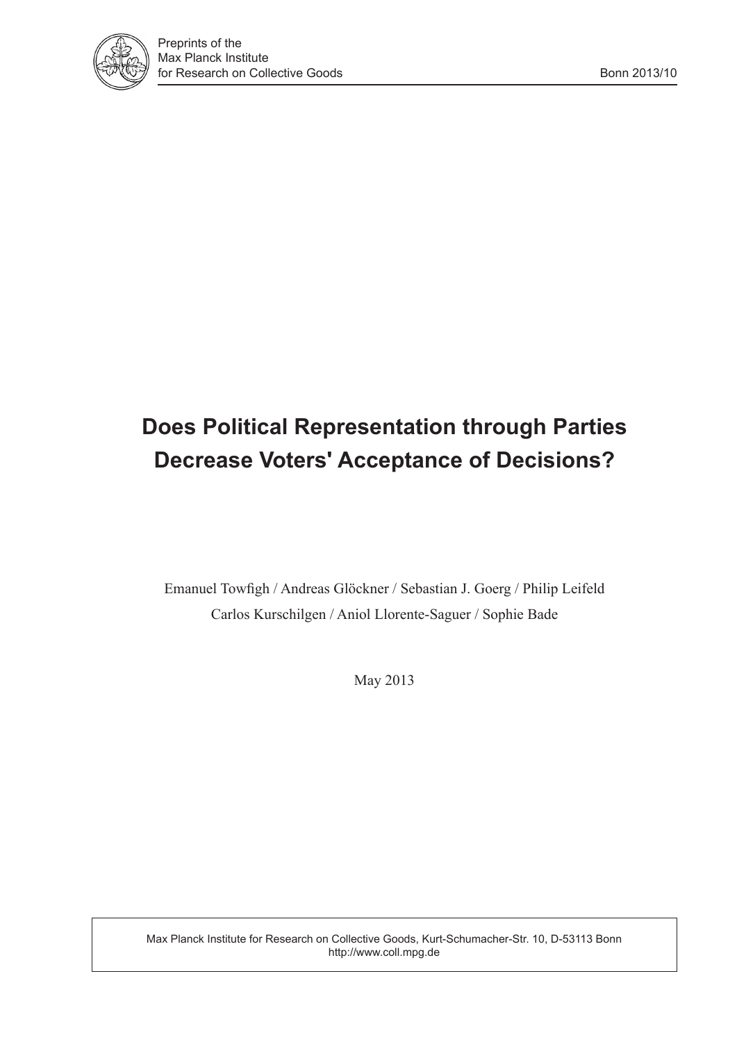Preprints of the
Max Planck Institute
for Research on Collective Goods

Bonn 2013/10

# Does Political Representation through Parties Decrease Voters' Acceptance of Decisions?

Emanuel Towfigh / Andreas Glöckner / Sebastian J. Goerg / Philip Leifeld
Carlos Kurschilgen / Aniol Llorente-Saguer / Sophie Bade

May 2013

Max Planck Institute for Research on Collective Goods, Kurt-Schumacher-Str. 10, D-53113 Bonn
http://www.coll.mpg.de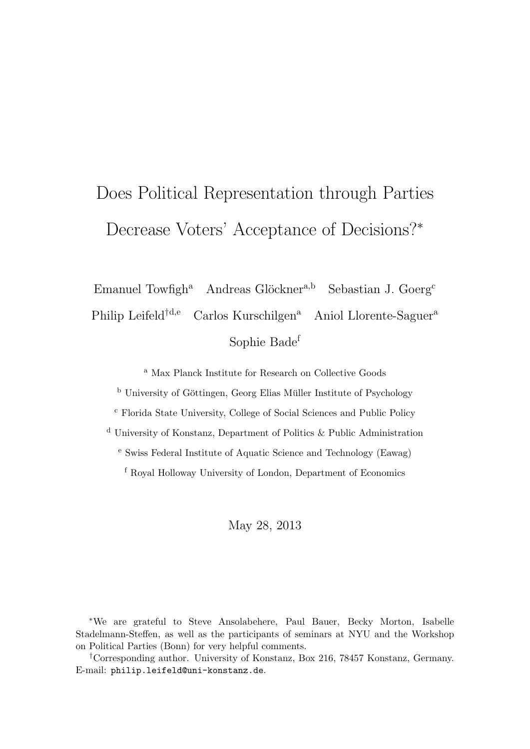# Does Political Representation through Parties Decrease Voters' Acceptance of Decisions?*

Emanuel Towfigh[a] Andreas Glöckner[a,b] Sebastian J. Goerg[c]

Philip Leifeld[†d,e] Carlos Kurschilgen[a] Aniol Llorente-Saguer[a]

Sophie Bade[f]

[a] Max Planck Institute for Research on Collective Goods

[b] University of Göttingen, Georg Elias Müller Institute of Psychology

[c] Florida State University, College of Social Sciences and Public Policy

[d] University of Konstanz, Department of Politics & Public Administration

[e] Swiss Federal Institute of Aquatic Science and Technology (Eawag)

[f] Royal Holloway University of London, Department of Economics

May 28, 2013

*We are grateful to Steve Ansolabehere, Paul Bauer, Becky Morton, Isabelle Stadelmann-Steffen, as well as the participants of seminars at NYU and the Workshop on Political Parties (Bonn) for very helpful comments.

†Corresponding author. University of Konstanz, Box 216, 78457 Konstanz, Germany. E-mail: philip.leifeld@uni-konstanz.de.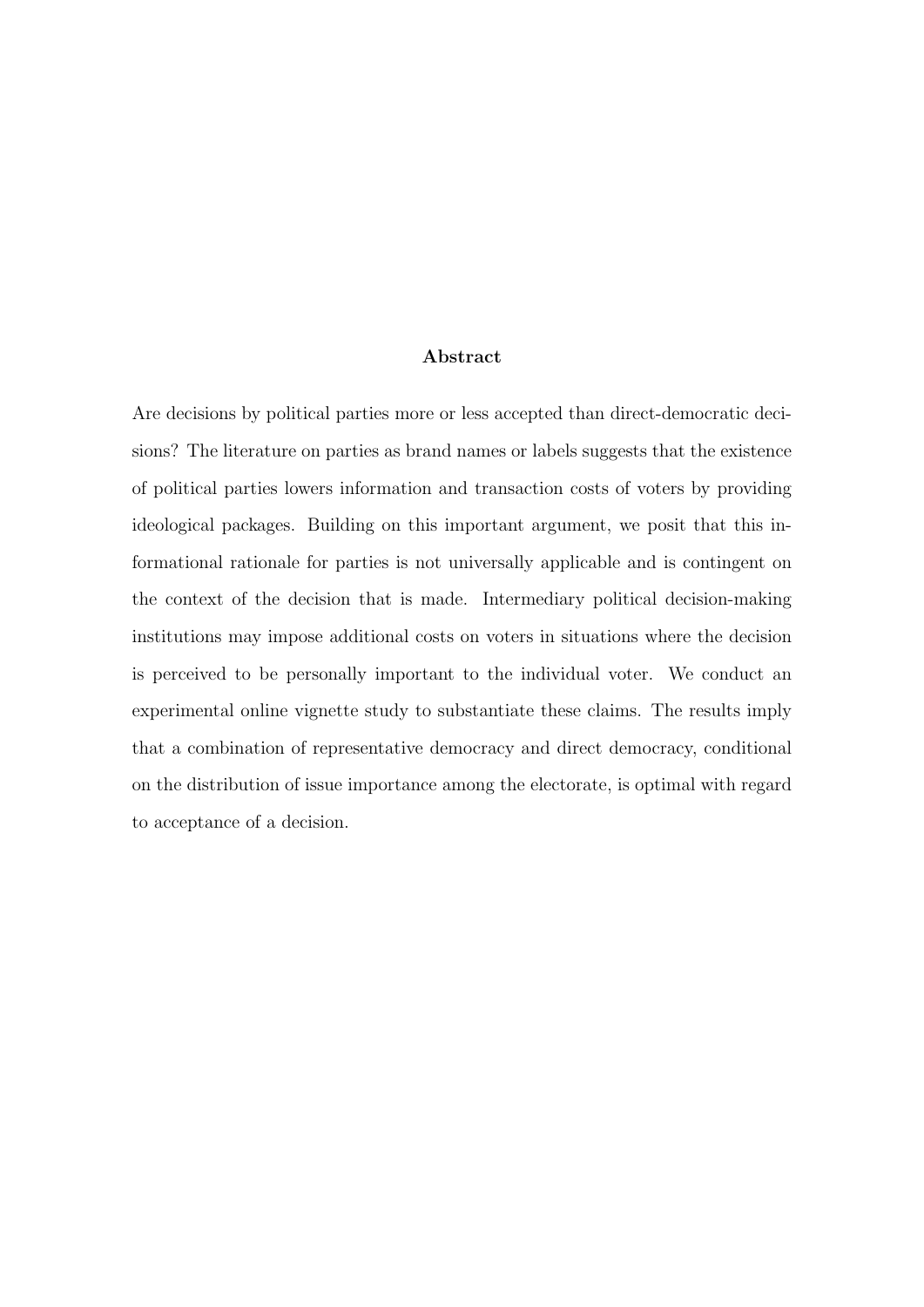## Abstract

Are decisions by political parties more or less accepted than direct-democratic decisions? The literature on parties as brand names or labels suggests that the existence of political parties lowers information and transaction costs of voters by providing ideological packages. Building on this important argument, we posit that this informational rationale for parties is not universally applicable and is contingent on the context of the decision that is made. Intermediary political decision-making institutions may impose additional costs on voters in situations where the decision is perceived to be personally important to the individual voter. We conduct an experimental online vignette study to substantiate these claims. The results imply that a combination of representative democracy and direct democracy, conditional on the distribution of issue importance among the electorate, is optimal with regard to acceptance of a decision.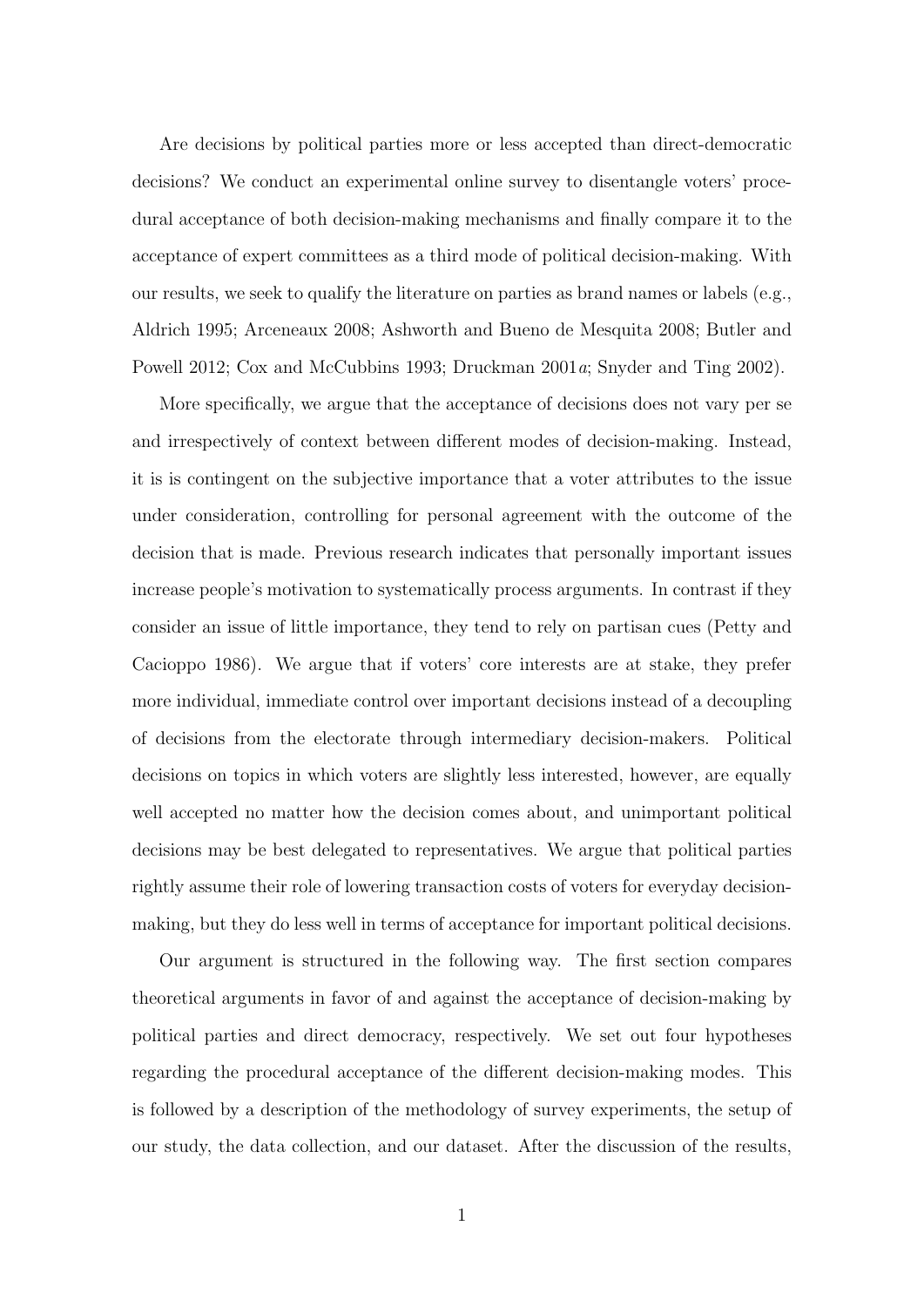Are decisions by political parties more or less accepted than direct-democratic decisions? We conduct an experimental online survey to disentangle voters' procedural acceptance of both decision-making mechanisms and finally compare it to the acceptance of expert committees as a third mode of political decision-making. With our results, we seek to qualify the literature on parties as brand names or labels (e.g., Aldrich 1995; Arceneaux 2008; Ashworth and Bueno de Mesquita 2008; Butler and Powell 2012; Cox and McCubbins 1993; Druckman 2001*a*; Snyder and Ting 2002).

More specifically, we argue that the acceptance of decisions does not vary per se and irrespectively of context between different modes of decision-making. Instead, it is is contingent on the subjective importance that a voter attributes to the issue under consideration, controlling for personal agreement with the outcome of the decision that is made. Previous research indicates that personally important issues increase people's motivation to systematically process arguments. In contrast if they consider an issue of little importance, they tend to rely on partisan cues (Petty and Cacioppo 1986). We argue that if voters' core interests are at stake, they prefer more individual, immediate control over important decisions instead of a decoupling of decisions from the electorate through intermediary decision-makers. Political decisions on topics in which voters are slightly less interested, however, are equally well accepted no matter how the decision comes about, and unimportant political decisions may be best delegated to representatives. We argue that political parties rightly assume their role of lowering transaction costs of voters for everyday decision-making, but they do less well in terms of acceptance for important political decisions.

Our argument is structured in the following way. The first section compares theoretical arguments in favor of and against the acceptance of decision-making by political parties and direct democracy, respectively. We set out four hypotheses regarding the procedural acceptance of the different decision-making modes. This is followed by a description of the methodology of survey experiments, the setup of our study, the data collection, and our dataset. After the discussion of the results,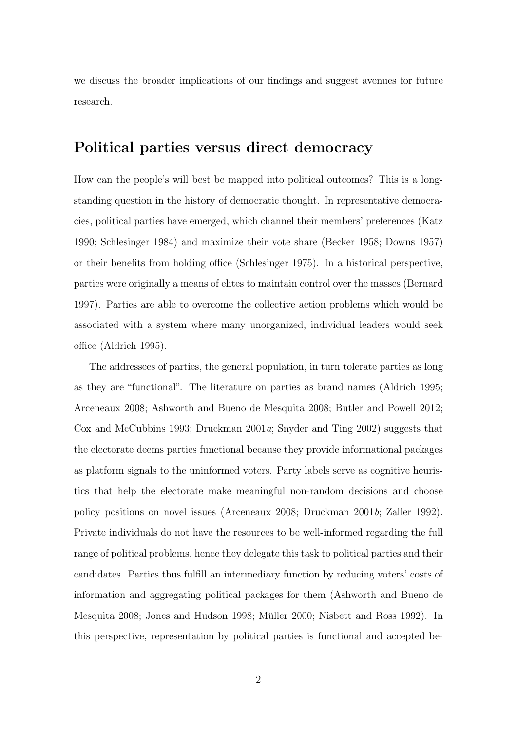we discuss the broader implications of our findings and suggest avenues for future research.

## Political parties versus direct democracy

How can the people's will best be mapped into political outcomes? This is a long-standing question in the history of democratic thought. In representative democracies, political parties have emerged, which channel their members' preferences (Katz 1990; Schlesinger 1984) and maximize their vote share (Becker 1958; Downs 1957) or their benefits from holding office (Schlesinger 1975). In a historical perspective, parties were originally a means of elites to maintain control over the masses (Bernard 1997). Parties are able to overcome the collective action problems which would be associated with a system where many unorganized, individual leaders would seek office (Aldrich 1995).

The addressees of parties, the general population, in turn tolerate parties as long as they are "functional". The literature on parties as brand names (Aldrich 1995; Arceneaux 2008; Ashworth and Bueno de Mesquita 2008; Butler and Powell 2012; Cox and McCubbins 1993; Druckman 2001*a*; Snyder and Ting 2002) suggests that the electorate deems parties functional because they provide informational packages as platform signals to the uninformed voters. Party labels serve as cognitive heuristics that help the electorate make meaningful non-random decisions and choose policy positions on novel issues (Arceneaux 2008; Druckman 2001*b*; Zaller 1992). Private individuals do not have the resources to be well-informed regarding the full range of political problems, hence they delegate this task to political parties and their candidates. Parties thus fulfill an intermediary function by reducing voters' costs of information and aggregating political packages for them (Ashworth and Bueno de Mesquita 2008; Jones and Hudson 1998; Müller 2000; Nisbett and Ross 1992). In this perspective, representation by political parties is functional and accepted be-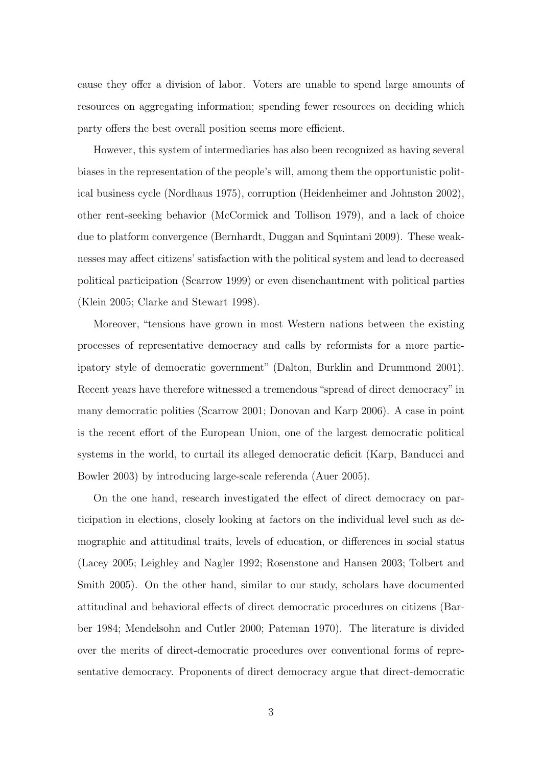cause they offer a division of labor. Voters are unable to spend large amounts of resources on aggregating information; spending fewer resources on deciding which party offers the best overall position seems more efficient.

However, this system of intermediaries has also been recognized as having several biases in the representation of the people's will, among them the opportunistic political business cycle (Nordhaus 1975), corruption (Heidenheimer and Johnston 2002), other rent-seeking behavior (McCormick and Tollison 1979), and a lack of choice due to platform convergence (Bernhardt, Duggan and Squintani 2009). These weaknesses may affect citizens' satisfaction with the political system and lead to decreased political participation (Scarrow 1999) or even disenchantment with political parties (Klein 2005; Clarke and Stewart 1998).

Moreover, "tensions have grown in most Western nations between the existing processes of representative democracy and calls by reformists for a more participatory style of democratic government" (Dalton, Burklin and Drummond 2001). Recent years have therefore witnessed a tremendous "spread of direct democracy" in many democratic polities (Scarrow 2001; Donovan and Karp 2006). A case in point is the recent effort of the European Union, one of the largest democratic political systems in the world, to curtail its alleged democratic deficit (Karp, Banducci and Bowler 2003) by introducing large-scale referenda (Auer 2005).

On the one hand, research investigated the effect of direct democracy on participation in elections, closely looking at factors on the individual level such as demographic and attitudinal traits, levels of education, or differences in social status (Lacey 2005; Leighley and Nagler 1992; Rosenstone and Hansen 2003; Tolbert and Smith 2005). On the other hand, similar to our study, scholars have documented attitudinal and behavioral effects of direct democratic procedures on citizens (Barber 1984; Mendelsohn and Cutler 2000; Pateman 1970). The literature is divided over the merits of direct-democratic procedures over conventional forms of representative democracy. Proponents of direct democracy argue that direct-democratic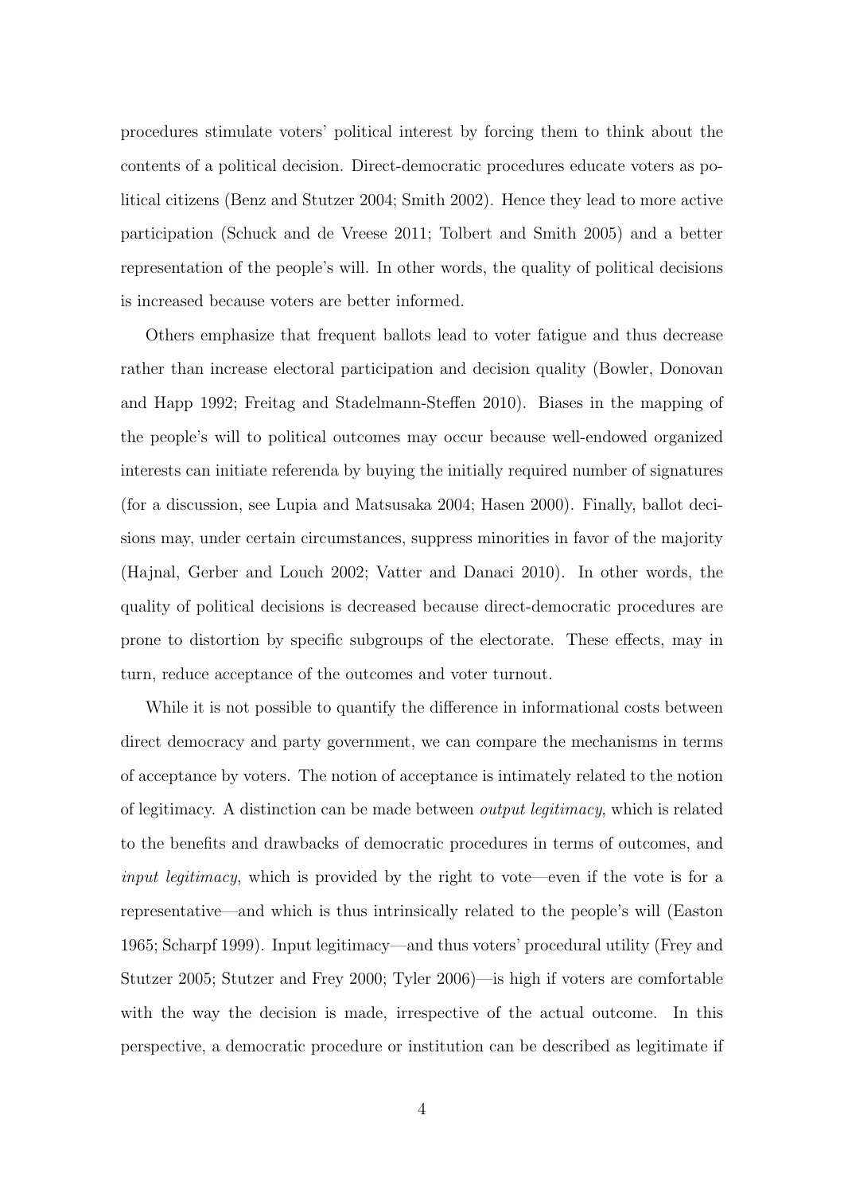procedures stimulate voters' political interest by forcing them to think about the contents of a political decision. Direct-democratic procedures educate voters as political citizens (Benz and Stutzer 2004; Smith 2002). Hence they lead to more active participation (Schuck and de Vreese 2011; Tolbert and Smith 2005) and a better representation of the people's will. In other words, the quality of political decisions is increased because voters are better informed.

Others emphasize that frequent ballots lead to voter fatigue and thus decrease rather than increase electoral participation and decision quality (Bowler, Donovan and Happ 1992; Freitag and Stadelmann-Steffen 2010). Biases in the mapping of the people's will to political outcomes may occur because well-endowed organized interests can initiate referenda by buying the initially required number of signatures (for a discussion, see Lupia and Matsusaka 2004; Hasen 2000). Finally, ballot decisions may, under certain circumstances, suppress minorities in favor of the majority (Hajnal, Gerber and Louch 2002; Vatter and Danaci 2010). In other words, the quality of political decisions is decreased because direct-democratic procedures are prone to distortion by specific subgroups of the electorate. These effects, may in turn, reduce acceptance of the outcomes and voter turnout.

While it is not possible to quantify the difference in informational costs between direct democracy and party government, we can compare the mechanisms in terms of acceptance by voters. The notion of acceptance is intimately related to the notion of legitimacy. A distinction can be made between *output legitimacy*, which is related to the benefits and drawbacks of democratic procedures in terms of outcomes, and *input legitimacy*, which is provided by the right to vote—even if the vote is for a representative—and which is thus intrinsically related to the people's will (Easton 1965; Scharpf 1999). Input legitimacy—and thus voters' procedural utility (Frey and Stutzer 2005; Stutzer and Frey 2000; Tyler 2006)—is high if voters are comfortable with the way the decision is made, irrespective of the actual outcome. In this perspective, a democratic procedure or institution can be described as legitimate if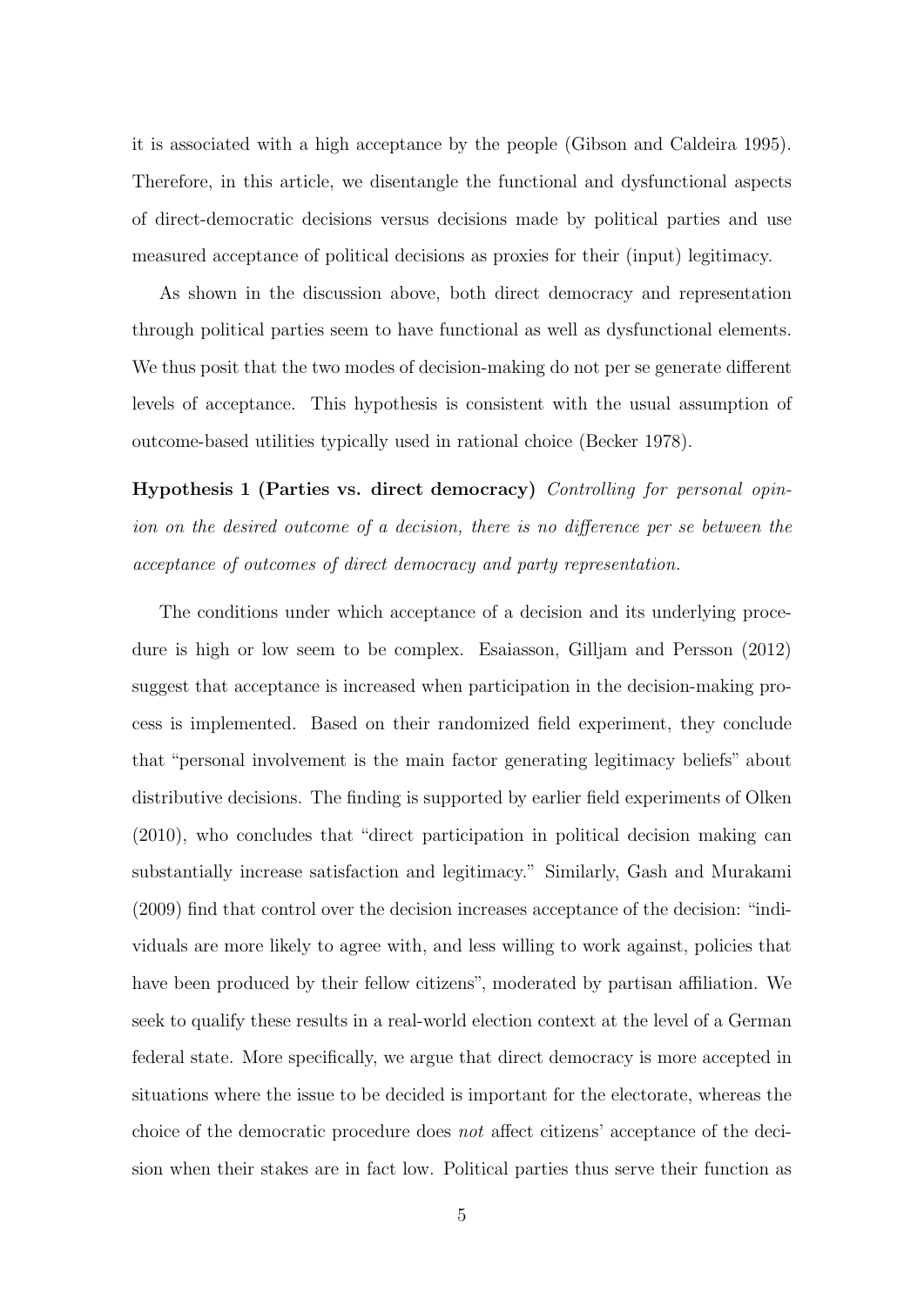it is associated with a high acceptance by the people (Gibson and Caldeira 1995). Therefore, in this article, we disentangle the functional and dysfunctional aspects of direct-democratic decisions versus decisions made by political parties and use measured acceptance of political decisions as proxies for their (input) legitimacy.

As shown in the discussion above, both direct democracy and representation through political parties seem to have functional as well as dysfunctional elements. We thus posit that the two modes of decision-making do not per se generate different levels of acceptance. This hypothesis is consistent with the usual assumption of outcome-based utilities typically used in rational choice (Becker 1978).

**Hypothesis 1 (Parties vs. direct democracy)** *Controlling for personal opinion on the desired outcome of a decision, there is no difference per se between the acceptance of outcomes of direct democracy and party representation.*

The conditions under which acceptance of a decision and its underlying procedure is high or low seem to be complex. Esaiasson, Gilljam and Persson (2012) suggest that acceptance is increased when participation in the decision-making process is implemented. Based on their randomized field experiment, they conclude that "personal involvement is the main factor generating legitimacy beliefs" about distributive decisions. The finding is supported by earlier field experiments of Olken (2010), who concludes that "direct participation in political decision making can substantially increase satisfaction and legitimacy." Similarly, Gash and Murakami (2009) find that control over the decision increases acceptance of the decision: "individuals are more likely to agree with, and less willing to work against, policies that have been produced by their fellow citizens", moderated by partisan affiliation. We seek to qualify these results in a real-world election context at the level of a German federal state. More specifically, we argue that direct democracy is more accepted in situations where the issue to be decided is important for the electorate, whereas the choice of the democratic procedure does *not* affect citizens' acceptance of the decision when their stakes are in fact low. Political parties thus serve their function as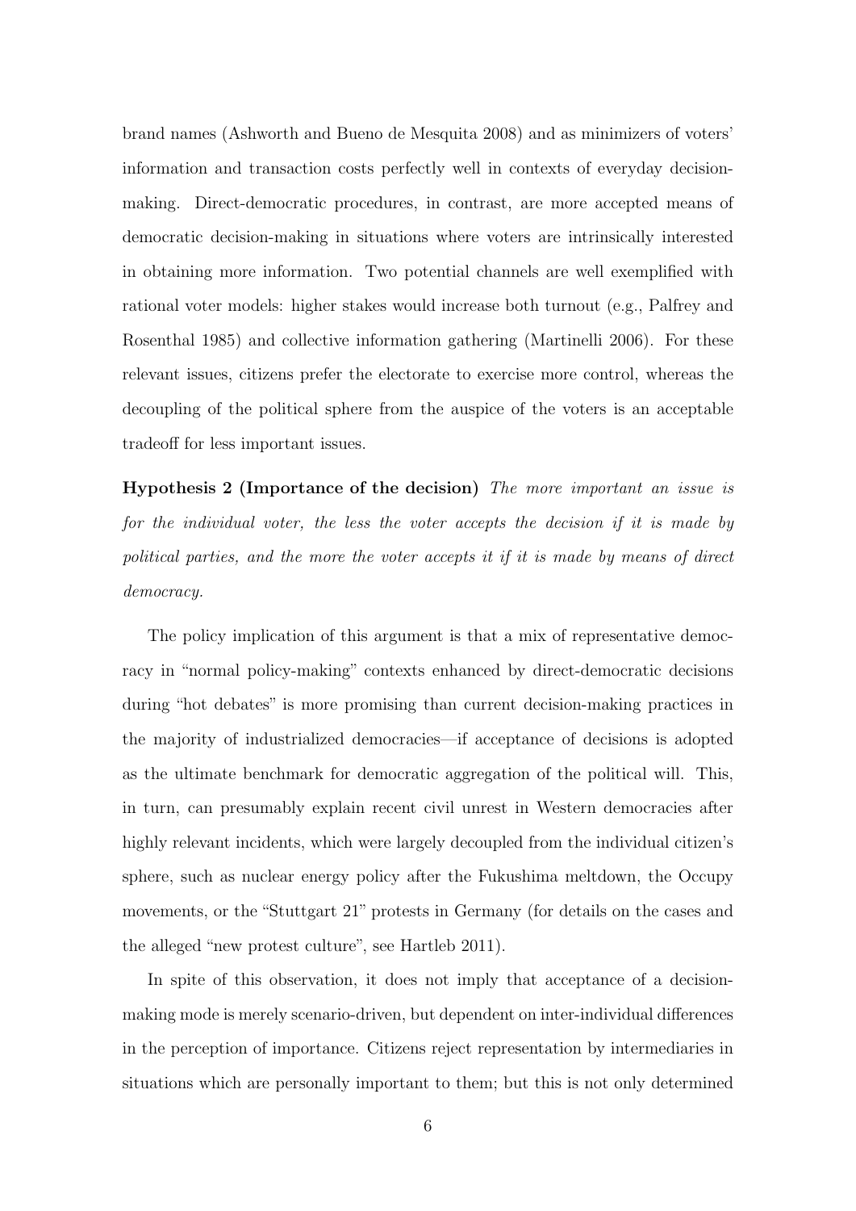brand names (Ashworth and Bueno de Mesquita 2008) and as minimizers of voters' information and transaction costs perfectly well in contexts of everyday decision-making. Direct-democratic procedures, in contrast, are more accepted means of democratic decision-making in situations where voters are intrinsically interested in obtaining more information. Two potential channels are well exemplified with rational voter models: higher stakes would increase both turnout (e.g., Palfrey and Rosenthal 1985) and collective information gathering (Martinelli 2006). For these relevant issues, citizens prefer the electorate to exercise more control, whereas the decoupling of the political sphere from the auspice of the voters is an acceptable tradeoff for less important issues.

**Hypothesis 2 (Importance of the decision)** *The more important an issue is for the individual voter, the less the voter accepts the decision if it is made by political parties, and the more the voter accepts it if it is made by means of direct democracy.*

The policy implication of this argument is that a mix of representative democracy in "normal policy-making" contexts enhanced by direct-democratic decisions during "hot debates" is more promising than current decision-making practices in the majority of industrialized democracies—if acceptance of decisions is adopted as the ultimate benchmark for democratic aggregation of the political will. This, in turn, can presumably explain recent civil unrest in Western democracies after highly relevant incidents, which were largely decoupled from the individual citizen's sphere, such as nuclear energy policy after the Fukushima meltdown, the Occupy movements, or the "Stuttgart 21" protests in Germany (for details on the cases and the alleged "new protest culture", see Hartleb 2011).

In spite of this observation, it does not imply that acceptance of a decision-making mode is merely scenario-driven, but dependent on inter-individual differences in the perception of importance. Citizens reject representation by intermediaries in situations which are personally important to them; but this is not only determined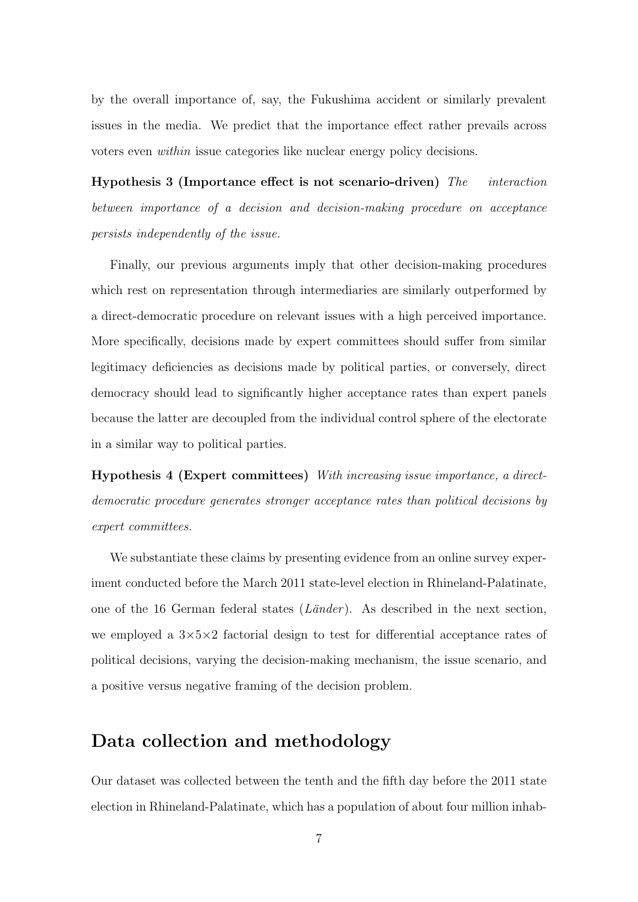by the overall importance of, say, the Fukushima accident or similarly prevalent issues in the media. We predict that the importance effect rather prevails across voters even *within* issue categories like nuclear energy policy decisions.

**Hypothesis 3 (Importance effect is not scenario-driven)** *The interaction between importance of a decision and decision-making procedure on acceptance persists independently of the issue.*

Finally, our previous arguments imply that other decision-making procedures which rest on representation through intermediaries are similarly outperformed by a direct-democratic procedure on relevant issues with a high perceived importance. More specifically, decisions made by expert committees should suffer from similar legitimacy deficiencies as decisions made by political parties, or conversely, direct democracy should lead to significantly higher acceptance rates than expert panels because the latter are decoupled from the individual control sphere of the electorate in a similar way to political parties.

**Hypothesis 4 (Expert committees)** *With increasing issue importance, a direct-democratic procedure generates stronger acceptance rates than political decisions by expert committees.*

We substantiate these claims by presenting evidence from an online survey experiment conducted before the March 2011 state-level election in Rhineland-Palatinate, one of the 16 German federal states (*Länder*). As described in the next section, we employed a $3 \times 5 \times 2$ factorial design to test for differential acceptance rates of political decisions, varying the decision-making mechanism, the issue scenario, and a positive versus negative framing of the decision problem.

## Data collection and methodology

Our dataset was collected between the tenth and the fifth day before the 2011 state election in Rhineland-Palatinate, which has a population of about four million inhab-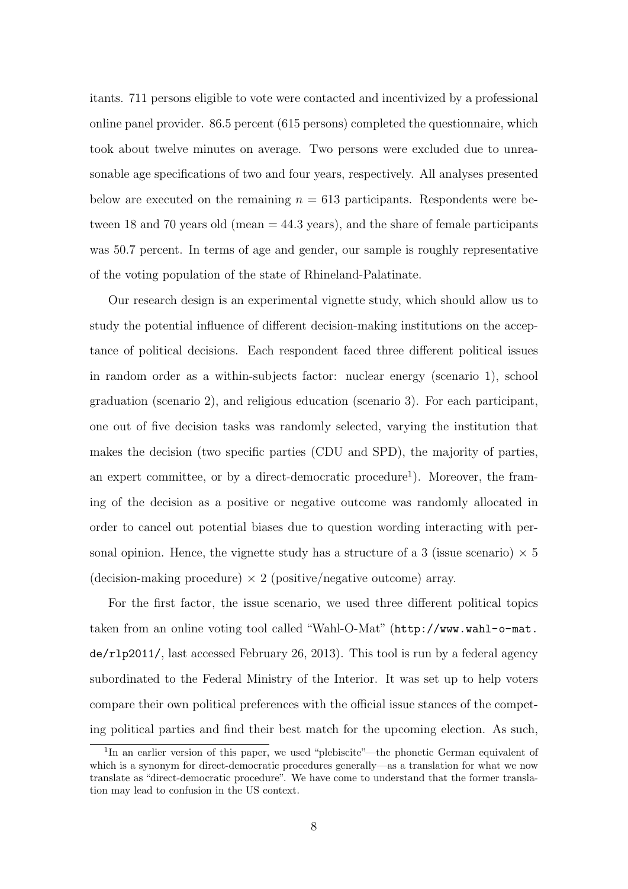itants. 711 persons eligible to vote were contacted and incentivized by a professional online panel provider. 86.5 percent (615 persons) completed the questionnaire, which took about twelve minutes on average. Two persons were excluded due to unreasonable age specifications of two and four years, respectively. All analyses presented below are executed on the remaining $n = 613$ participants. Respondents were between 18 and 70 years old (mean = 44.3 years), and the share of female participants was 50.7 percent. In terms of age and gender, our sample is roughly representative of the voting population of the state of Rhineland-Palatinate.

Our research design is an experimental vignette study, which should allow us to study the potential influence of different decision-making institutions on the acceptance of political decisions. Each respondent faced three different political issues in random order as a within-subjects factor: nuclear energy (scenario 1), school graduation (scenario 2), and religious education (scenario 3). For each participant, one out of five decision tasks was randomly selected, varying the institution that makes the decision (two specific parties (CDU and SPD), the majority of parties, an expert committee, or by a direct-democratic procedure[1]). Moreover, the framing of the decision as a positive or negative outcome was randomly allocated in order to cancel out potential biases due to question wording interacting with personal opinion. Hence, the vignette study has a structure of a 3 (issue scenario) $\times$ 5 (decision-making procedure) $\times$ 2 (positive/negative outcome) array.

For the first factor, the issue scenario, we used three different political topics taken from an online voting tool called "Wahl-O-Mat" (http://www.wahl-o-mat.de/rlp2011/, last accessed February 26, 2013). This tool is run by a federal agency subordinated to the Federal Ministry of the Interior. It was set up to help voters compare their own political preferences with the official issue stances of the competing political parties and find their best match for the upcoming election. As such,

[1] In an earlier version of this paper, we used "plebiscite"—the phonetic German equivalent of which is a synonym for direct-democratic procedures generally—as a translation for what we now translate as "direct-democratic procedure". We have come to understand that the former translation may lead to confusion in the US context.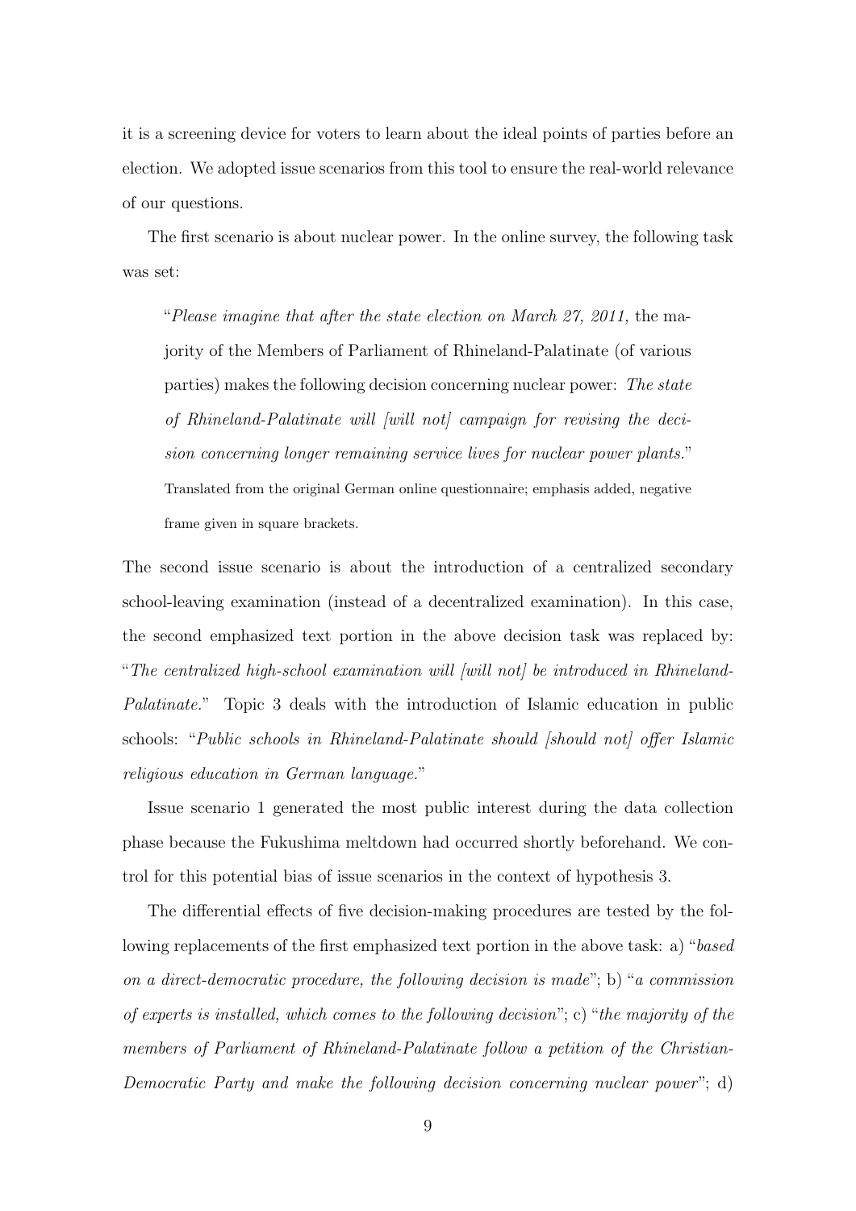it is a screening device for voters to learn about the ideal points of parties before an election. We adopted issue scenarios from this tool to ensure the real-world relevance of our questions.

The first scenario is about nuclear power. In the online survey, the following task was set:

> "*Please imagine that after the state election on March 27, 2011,* the majority of the Members of Parliament of Rhineland-Palatinate (of various parties) makes the following decision concerning nuclear power: *The state of Rhineland-Palatinate will [will not] campaign for revising the decision concerning longer remaining service lives for nuclear power plants.*"
>
> Translated from the original German online questionnaire; emphasis added, negative frame given in square brackets.

The second issue scenario is about the introduction of a centralized secondary school-leaving examination (instead of a decentralized examination). In this case, the second emphasized text portion in the above decision task was replaced by: "*The centralized high-school examination will [will not] be introduced in Rhineland-Palatinate.*" Topic 3 deals with the introduction of Islamic education in public schools: "*Public schools in Rhineland-Palatinate should [should not] offer Islamic religious education in German language.*"

Issue scenario 1 generated the most public interest during the data collection phase because the Fukushima meltdown had occurred shortly beforehand. We control for this potential bias of issue scenarios in the context of hypothesis 3.

The differential effects of five decision-making procedures are tested by the following replacements of the first emphasized text portion in the above task: a) "*based on a direct-democratic procedure, the following decision is made*"; b) "*a commission of experts is installed, which comes to the following decision*"; c) "*the majority of the members of Parliament of Rhineland-Palatinate follow a petition of the Christian-Democratic Party and make the following decision concerning nuclear power*"; d)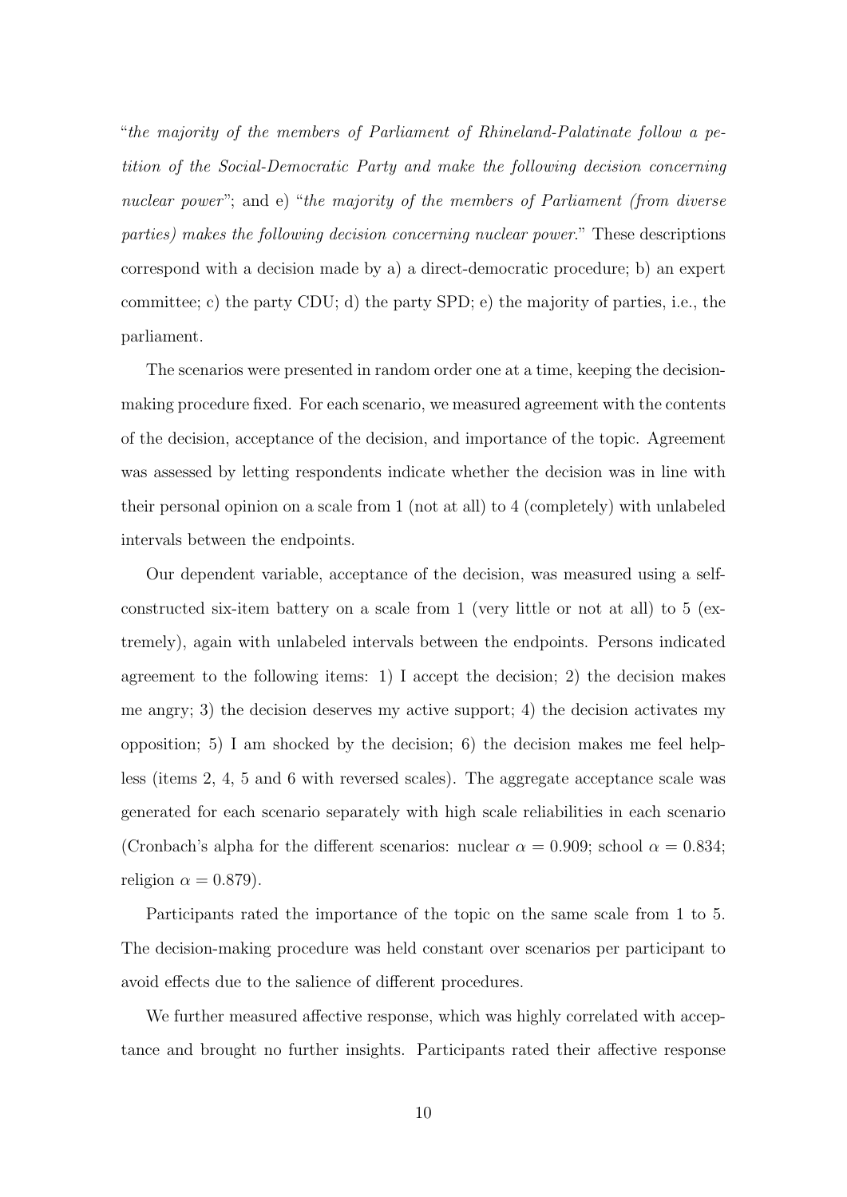"*the majority of the members of Parliament of Rhineland-Palatinate follow a petition of the Social-Democratic Party and make the following decision concerning nuclear power*"; and e) "*the majority of the members of Parliament (from diverse parties) makes the following decision concerning nuclear power.*" These descriptions correspond with a decision made by a) a direct-democratic procedure; b) an expert committee; c) the party CDU; d) the party SPD; e) the majority of parties, i.e., the parliament.

The scenarios were presented in random order one at a time, keeping the decision-making procedure fixed. For each scenario, we measured agreement with the contents of the decision, acceptance of the decision, and importance of the topic. Agreement was assessed by letting respondents indicate whether the decision was in line with their personal opinion on a scale from 1 (not at all) to 4 (completely) with unlabeled intervals between the endpoints.

Our dependent variable, acceptance of the decision, was measured using a self-constructed six-item battery on a scale from 1 (very little or not at all) to 5 (extremely), again with unlabeled intervals between the endpoints. Persons indicated agreement to the following items: 1) I accept the decision; 2) the decision makes me angry; 3) the decision deserves my active support; 4) the decision activates my opposition; 5) I am shocked by the decision; 6) the decision makes me feel helpless (items 2, 4, 5 and 6 with reversed scales). The aggregate acceptance scale was generated for each scenario separately with high scale reliabilities in each scenario (Cronbach's alpha for the different scenarios: nuclear $\alpha = 0.909$; school $\alpha = 0.834$; religion $\alpha = 0.879$).

Participants rated the importance of the topic on the same scale from 1 to 5. The decision-making procedure was held constant over scenarios per participant to avoid effects due to the salience of different procedures.

We further measured affective response, which was highly correlated with acceptance and brought no further insights. Participants rated their affective response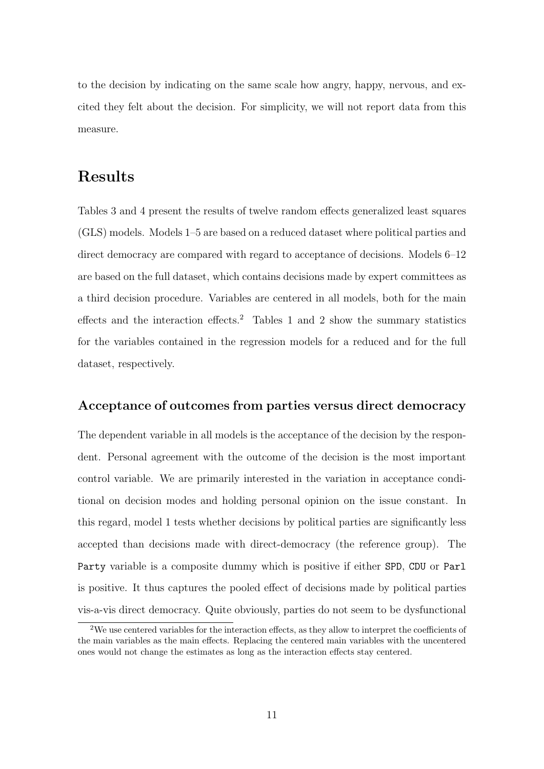to the decision by indicating on the same scale how angry, happy, nervous, and excited they felt about the decision. For simplicity, we will not report data from this measure.

## Results

Tables 3 and 4 present the results of twelve random effects generalized least squares (GLS) models. Models 1–5 are based on a reduced dataset where political parties and direct democracy are compared with regard to acceptance of decisions. Models 6–12 are based on the full dataset, which contains decisions made by expert committees as a third decision procedure. Variables are centered in all models, both for the main effects and the interaction effects.[2] Tables 1 and 2 show the summary statistics for the variables contained in the regression models for a reduced and for the full dataset, respectively.

### Acceptance of outcomes from parties versus direct democracy

The dependent variable in all models is the acceptance of the decision by the respondent. Personal agreement with the outcome of the decision is the most important control variable. We are primarily interested in the variation in acceptance conditional on decision modes and holding personal opinion on the issue constant. In this regard, model 1 tests whether decisions by political parties are significantly less accepted than decisions made with direct-democracy (the reference group). The `Party` variable is a composite dummy which is positive if either `SPD`, `CDU` or `Parl` is positive. It thus captures the pooled effect of decisions made by political parties vis-a-vis direct democracy. Quite obviously, parties do not seem to be dysfunctional

[2] We use centered variables for the interaction effects, as they allow to interpret the coefficients of the main variables as the main effects. Replacing the centered main variables with the uncentered ones would not change the estimates as long as the interaction effects stay centered.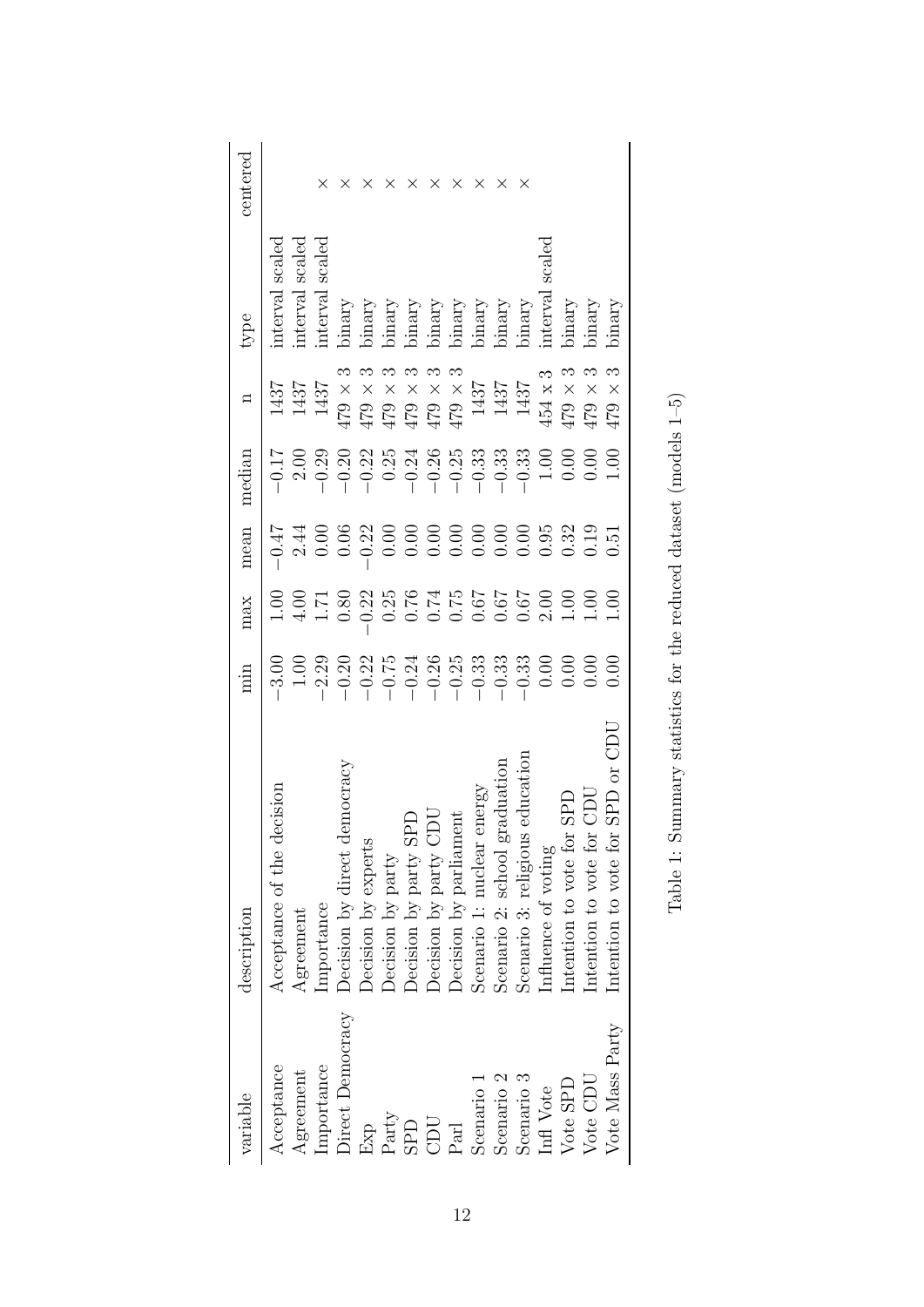| variable | description | min | max | mean | median | n | type | centered |
|---|---|---|---|---|---|---|---|---|
| Acceptance | Acceptance of the decision | −3.00 | 1.00 | −0.47 | −0.17 | 1437 | interval scaled | |
| Agreement | Agreement | 1.00 | 4.00 | 2.44 | 2.00 | 1437 | interval scaled | |
| Importance | Importance | −2.29 | 1.71 | 0.00 | −0.29 | 1437 | interval scaled | × |
| Direct Democracy | Decision by direct democracy | −0.20 | 0.80 | 0.06 | −0.20 | 479 × 3 | binary | × |
| Exp | Decision by experts | −0.22 | −0.22 | −0.22 | −0.22 | 479 × 3 | binary | × |
| Party | Decision by party | −0.75 | 0.25 | 0.00 | 0.25 | 479 × 3 | binary | × |
| SPD | Decision by party SPD | −0.24 | 0.76 | 0.00 | −0.24 | 479 × 3 | binary | × |
| CDU | Decision by party CDU | −0.26 | 0.74 | 0.00 | −0.26 | 479 × 3 | binary | × |
| Parl | Decision by parliament | −0.25 | 0.75 | 0.00 | −0.25 | 479 × 3 | binary | × |
| Scenario 1 | Scenario 1: nuclear energy | −0.33 | 0.67 | 0.00 | −0.33 | 1437 | binary | × |
| Scenario 2 | Scenario 2: school graduation | −0.33 | 0.67 | 0.00 | −0.33 | 1437 | binary | × |
| Scenario 3 | Scenario 3: religious education | −0.33 | 0.67 | 0.00 | −0.33 | 1437 | binary | × |
| Infl Vote | Influence of voting | 0.00 | 2.00 | 0.95 | 1.00 | 454 x 3 | interval scaled | |
| Vote SPD | Intention to vote for SPD | 0.00 | 1.00 | 0.32 | 0.00 | 479 × 3 | binary | |
| Vote CDU | Intention to vote for CDU | 0.00 | 1.00 | 0.19 | 0.00 | 479 × 3 | binary | |
| Vote Mass Party | Intention to vote for SPD or CDU | 0.00 | 1.00 | 0.51 | 1.00 | 479 × 3 | binary | |

Table 1: Summary statistics for the reduced dataset (models 1–5)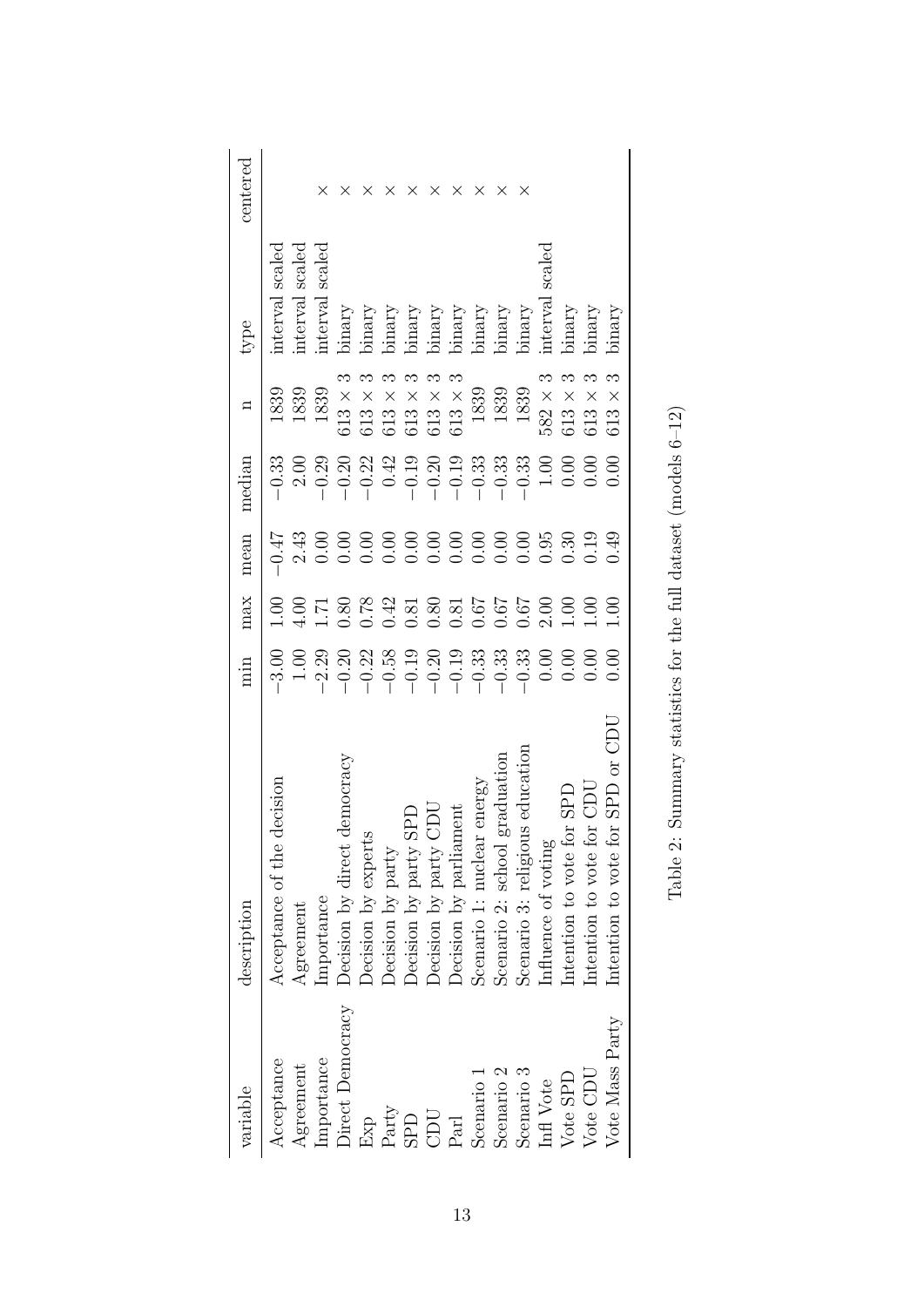| variable | description | min | max | mean | median | n | type | centered |
|---|---|---|---|---|---|---|---|---|
| Acceptance | Acceptance of the decision | $-3.00$ | 1.00 | $-0.47$ | $-0.33$ | 1839 | interval scaled | |
| Agreement | Agreement | 1.00 | 4.00 | 2.43 | 2.00 | 1839 | interval scaled | |
| Importance | Importance | $-2.29$ | 1.71 | 0.00 | $-0.29$ | 1839 | interval scaled | × |
| Direct Democracy | Decision by direct democracy | $-0.20$ | 0.80 | 0.00 | $-0.20$ | $613 \times 3$ | binary | × |
| Exp | Decision by experts | $-0.22$ | 0.78 | 0.00 | $-0.22$ | $613 \times 3$ | binary | × |
| Party | Decision by party | $-0.58$ | 0.42 | 0.00 | 0.42 | $613 \times 3$ | binary | × |
| SPD | Decision by party SPD | $-0.19$ | 0.81 | 0.00 | $-0.19$ | $613 \times 3$ | binary | × |
| CDU | Decision by party CDU | $-0.20$ | 0.80 | 0.00 | $-0.20$ | $613 \times 3$ | binary | × |
| Parl | Decision by parliament | $-0.19$ | 0.81 | 0.00 | $-0.19$ | $613 \times 3$ | binary | × |
| Scenario 1 | Scenario 1: nuclear energy | $-0.33$ | 0.67 | 0.00 | $-0.33$ | 1839 | binary | × |
| Scenario 2 | Scenario 2: school graduation | $-0.33$ | 0.67 | 0.00 | $-0.33$ | 1839 | binary | × |
| Scenario 3 | Scenario 3: religious education | $-0.33$ | 0.67 | 0.00 | $-0.33$ | 1839 | binary | × |
| Infl Vote | Influence of voting | 0.00 | 2.00 | 0.95 | 1.00 | $582 \times 3$ | interval scaled | |
| Vote SPD | Intention to vote for SPD | 0.00 | 1.00 | 0.30 | 0.00 | $613 \times 3$ | binary | |
| Vote CDU | Intention to vote for CDU | 0.00 | 1.00 | 0.19 | 0.00 | $613 \times 3$ | binary | |
| Vote Mass Party | Intention to vote for SPD or CDU | 0.00 | 1.00 | 0.49 | 0.00 | $613 \times 3$ | binary | |

Table 2: Summary statistics for the full dataset (models 6–12)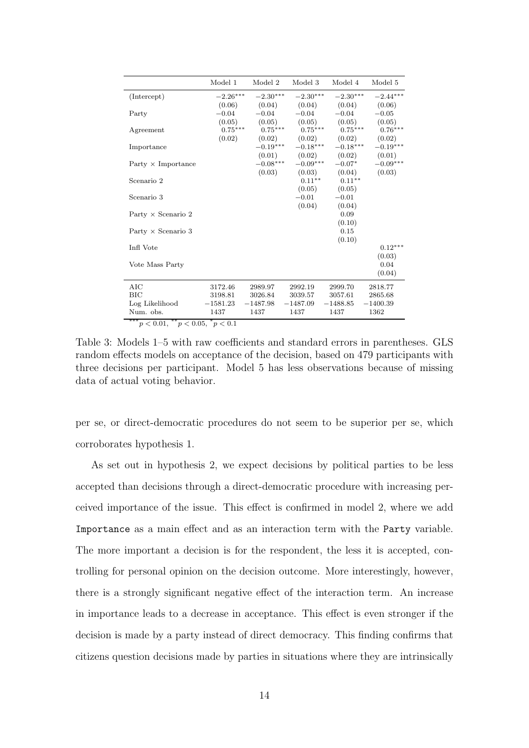| | Model 1 | Model 2 | Model 3 | Model 4 | Model 5 |
|---|---|---|---|---|---|
| (Intercept) | $-2.26^{***}$ | $-2.30^{***}$ | $-2.30^{***}$ | $-2.30^{***}$ | $-2.44^{***}$ |
| | (0.06) | (0.04) | (0.04) | (0.04) | (0.06) |
| Party | $-0.04$ | $-0.04$ | $-0.04$ | $-0.04$ | $-0.05$ |
| | (0.05) | (0.05) | (0.05) | (0.05) | (0.05) |
| Agreement | $0.75^{***}$ | $0.75^{***}$ | $0.75^{***}$ | $0.75^{***}$ | $0.76^{***}$ |
| | (0.02) | (0.02) | (0.02) | (0.02) | (0.02) |
| Importance | | $-0.19^{***}$ | $-0.18^{***}$ | $-0.18^{***}$ | $-0.19^{***}$ |
| | | (0.01) | (0.02) | (0.02) | (0.01) |
| Party $\times$ Importance | | $-0.08^{***}$ | $-0.09^{***}$ | $-0.07^{*}$ | $-0.09^{***}$ |
| | | (0.03) | (0.03) | (0.04) | (0.03) |
| Scenario 2 | | | $0.11^{**}$ | $0.11^{**}$ | |
| | | | (0.05) | (0.05) | |
| Scenario 3 | | | $-0.01$ | $-0.01$ | |
| | | | (0.04) | (0.04) | |
| Party $\times$ Scenario 2 | | | | 0.09 | |
| | | | | (0.10) | |
| Party $\times$ Scenario 3 | | | | 0.15 | |
| | | | | (0.10) | |
| Infl Vote | | | | | $0.12^{***}$ |
| | | | | | (0.03) |
| Vote Mass Party | | | | | 0.04 |
| | | | | | (0.04) |
| AIC | 3172.46 | 2989.97 | 2992.19 | 2999.70 | 2818.77 |
| BIC | 3198.81 | 3026.84 | 3039.57 | 3057.61 | 2865.68 |
| Log Likelihood | $-1581.23$ | $-1487.98$ | $-1487.09$ | $-1488.85$ | $-1400.39$ |
| Num. obs. | 1437 | 1437 | 1437 | 1437 | 1362 |

$^{***}p < 0.01$, $^{**}p < 0.05$, $^{*}p < 0.1$

Table 3: Models 1–5 with raw coefficients and standard errors in parentheses. GLS random effects models on acceptance of the decision, based on 479 participants with three decisions per participant. Model 5 has less observations because of missing data of actual voting behavior.

per se, or direct-democratic procedures do not seem to be superior per se, which corroborates hypothesis 1.

As set out in hypothesis 2, we expect decisions by political parties to be less accepted than decisions through a direct-democratic procedure with increasing perceived importance of the issue. This effect is confirmed in model 2, where we add `Importance` as a main effect and as an interaction term with the `Party` variable. The more important a decision is for the respondent, the less it is accepted, controlling for personal opinion on the decision outcome. More interestingly, however, there is a strongly significant negative effect of the interaction term. An increase in importance leads to a decrease in acceptance. This effect is even stronger if the decision is made by a party instead of direct democracy. This finding confirms that citizens question decisions made by parties in situations where they are intrinsically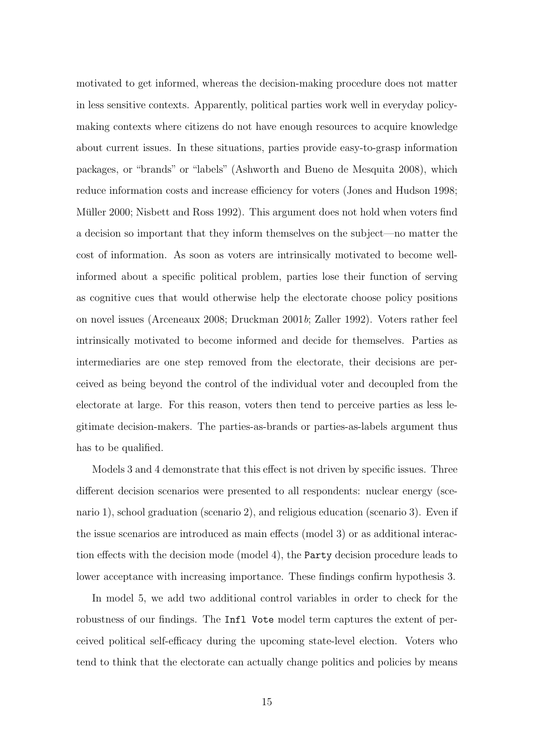motivated to get informed, whereas the decision-making procedure does not matter in less sensitive contexts. Apparently, political parties work well in everyday policy-making contexts where citizens do not have enough resources to acquire knowledge about current issues. In these situations, parties provide easy-to-grasp information packages, or "brands" or "labels" (Ashworth and Bueno de Mesquita 2008), which reduce information costs and increase efficiency for voters (Jones and Hudson 1998; Müller 2000; Nisbett and Ross 1992). This argument does not hold when voters find a decision so important that they inform themselves on the subject—no matter the cost of information. As soon as voters are intrinsically motivated to become well-informed about a specific political problem, parties lose their function of serving as cognitive cues that would otherwise help the electorate choose policy positions on novel issues (Arceneaux 2008; Druckman 2001*b*; Zaller 1992). Voters rather feel intrinsically motivated to become informed and decide for themselves. Parties as intermediaries are one step removed from the electorate, their decisions are perceived as being beyond the control of the individual voter and decoupled from the electorate at large. For this reason, voters then tend to perceive parties as less legitimate decision-makers. The parties-as-brands or parties-as-labels argument thus has to be qualified.

Models 3 and 4 demonstrate that this effect is not driven by specific issues. Three different decision scenarios were presented to all respondents: nuclear energy (scenario 1), school graduation (scenario 2), and religious education (scenario 3). Even if the issue scenarios are introduced as main effects (model 3) or as additional interaction effects with the decision mode (model 4), the `Party` decision procedure leads to lower acceptance with increasing importance. These findings confirm hypothesis 3.

In model 5, we add two additional control variables in order to check for the robustness of our findings. The `Infl Vote` model term captures the extent of perceived political self-efficacy during the upcoming state-level election. Voters who tend to think that the electorate can actually change politics and policies by means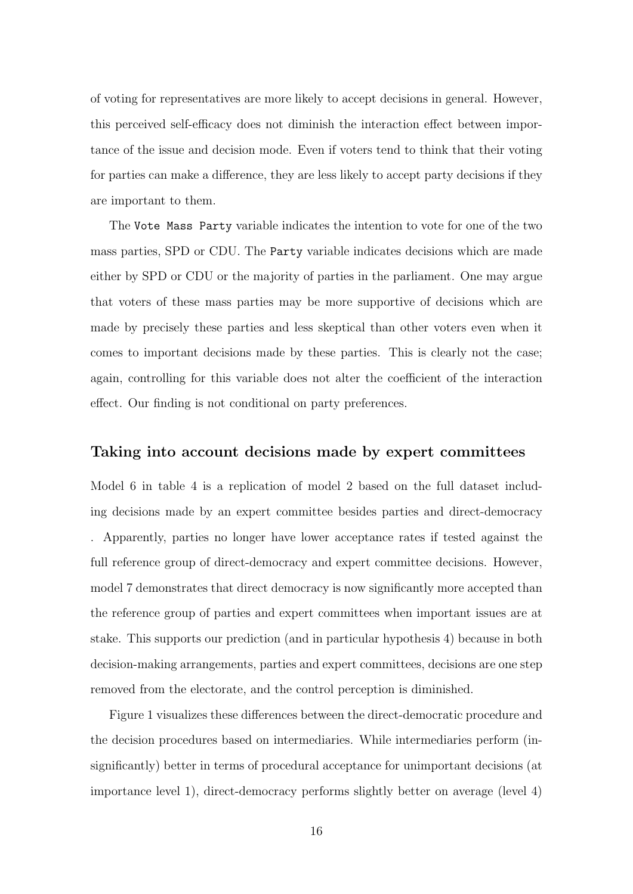of voting for representatives are more likely to accept decisions in general. However, this perceived self-efficacy does not diminish the interaction effect between importance of the issue and decision mode. Even if voters tend to think that their voting for parties can make a difference, they are less likely to accept party decisions if they are important to them.

The `Vote Mass Party` variable indicates the intention to vote for one of the two mass parties, SPD or CDU. The `Party` variable indicates decisions which are made either by SPD or CDU or the majority of parties in the parliament. One may argue that voters of these mass parties may be more supportive of decisions which are made by precisely these parties and less skeptical than other voters even when it comes to important decisions made by these parties. This is clearly not the case; again, controlling for this variable does not alter the coefficient of the interaction effect. Our finding is not conditional on party preferences.

## Taking into account decisions made by expert committees

Model 6 in table 4 is a replication of model 2 based on the full dataset including decisions made by an expert committee besides parties and direct-democracy . Apparently, parties no longer have lower acceptance rates if tested against the full reference group of direct-democracy and expert committee decisions. However, model 7 demonstrates that direct democracy is now significantly more accepted than the reference group of parties and expert committees when important issues are at stake. This supports our prediction (and in particular hypothesis 4) because in both decision-making arrangements, parties and expert committees, decisions are one step removed from the electorate, and the control perception is diminished.

Figure 1 visualizes these differences between the direct-democratic procedure and the decision procedures based on intermediaries. While intermediaries perform (insignificantly) better in terms of procedural acceptance for unimportant decisions (at importance level 1), direct-democracy performs slightly better on average (level 4)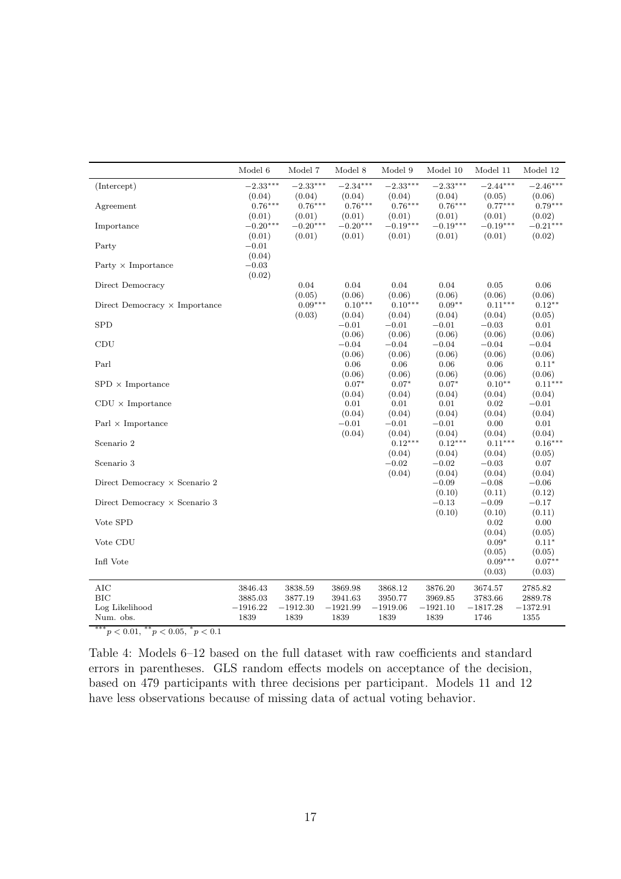| | Model 6 | Model 7 | Model 8 | Model 9 | Model 10 | Model 11 | Model 12 |
|---|---|---|---|---|---|---|---|
| (Intercept) | $-2.33^{***}$ | $-2.33^{***}$ | $-2.34^{***}$ | $-2.33^{***}$ | $-2.33^{***}$ | $-2.44^{***}$ | $-2.46^{***}$ |
| | (0.04) | (0.04) | (0.04) | (0.04) | (0.04) | (0.05) | (0.06) |
| Agreement | $0.76^{***}$ | $0.76^{***}$ | $0.76^{***}$ | $0.76^{***}$ | $0.76^{***}$ | $0.77^{***}$ | $0.79^{***}$ |
| | (0.01) | (0.01) | (0.01) | (0.01) | (0.01) | (0.01) | (0.02) |
| Importance | $-0.20^{***}$ | $-0.20^{***}$ | $-0.20^{***}$ | $-0.19^{***}$ | $-0.19^{***}$ | $-0.19^{***}$ | $-0.21^{***}$ |
| | (0.01) | (0.01) | (0.01) | (0.01) | (0.01) | (0.01) | (0.02) |
| Party | $-0.01$ | | | | | | |
| | (0.04) | | | | | | |
| Party × Importance | $-0.03$ | | | | | | |
| | (0.02) | | | | | | |
| Direct Democracy | | 0.04 | 0.04 | 0.04 | 0.04 | 0.05 | 0.06 |
| | | (0.05) | (0.06) | (0.06) | (0.06) | (0.06) | (0.06) |
| Direct Democracy × Importance | | $0.09^{***}$ | $0.10^{***}$ | $0.10^{***}$ | $0.09^{**}$ | $0.11^{***}$ | $0.12^{**}$ |
| | | (0.03) | (0.04) | (0.04) | (0.04) | (0.04) | (0.05) |
| SPD | | | $-0.01$ | $-0.01$ | $-0.01$ | $-0.03$ | 0.01 |
| | | | (0.06) | (0.06) | (0.06) | (0.06) | (0.06) |
| CDU | | | $-0.04$ | $-0.04$ | $-0.04$ | $-0.04$ | $-0.04$ |
| | | | (0.06) | (0.06) | (0.06) | (0.06) | (0.06) |
| Parl | | | 0.06 | 0.06 | 0.06 | 0.06 | $0.11^{*}$ |
| | | | (0.06) | (0.06) | (0.06) | (0.06) | (0.06) |
| SPD × Importance | | | $0.07^{*}$ | $0.07^{*}$ | $0.07^{*}$ | $0.10^{**}$ | $0.11^{***}$ |
| | | | (0.04) | (0.04) | (0.04) | (0.04) | (0.04) |
| CDU × Importance | | | 0.01 | 0.01 | 0.01 | 0.02 | $-0.01$ |
| | | | (0.04) | (0.04) | (0.04) | (0.04) | (0.04) |
| Parl × Importance | | | $-0.01$ | $-0.01$ | $-0.01$ | 0.00 | 0.01 |
| | | | (0.04) | (0.04) | (0.04) | (0.04) | (0.04) |
| Scenario 2 | | | | $0.12^{***}$ | $0.12^{***}$ | $0.11^{***}$ | $0.16^{***}$ |
| | | | | (0.04) | (0.04) | (0.04) | (0.05) |
| Scenario 3 | | | | $-0.02$ | $-0.02$ | $-0.03$ | 0.07 |
| | | | | (0.04) | (0.04) | (0.04) | (0.04) |
| Direct Democracy × Scenario 2 | | | | | $-0.09$ | $-0.08$ | $-0.06$ |
| | | | | | (0.10) | (0.11) | (0.12) |
| Direct Democracy × Scenario 3 | | | | | $-0.13$ | $-0.09$ | $-0.17$ |
| | | | | | (0.10) | (0.10) | (0.11) |
| Vote SPD | | | | | | 0.02 | 0.00 |
| | | | | | | (0.04) | (0.05) |
| Vote CDU | | | | | | $0.09^{*}$ | $0.11^{*}$ |
| | | | | | | (0.05) | (0.05) |
| Infl Vote | | | | | | $0.09^{***}$ | $0.07^{**}$ |
| | | | | | | (0.03) | (0.03) |
| AIC | 3846.43 | 3838.59 | 3869.98 | 3868.12 | 3876.20 | 3674.57 | 2785.82 |
| BIC | 3885.03 | 3877.19 | 3941.63 | 3950.77 | 3969.85 | 3783.66 | 2889.78 |
| Log Likelihood | $-1916.22$ | $-1912.30$ | $-1921.99$ | $-1919.06$ | $-1921.10$ | $-1817.28$ | $-1372.91$ |
| Num. obs. | 1839 | 1839 | 1839 | 1839 | 1839 | 1746 | 1355 |

$^{***}p < 0.01$, $^{**}p < 0.05$, $^{*}p < 0.1$

Table 4: Models 6–12 based on the full dataset with raw coefficients and standard errors in parentheses. GLS random effects models on acceptance of the decision, based on 479 participants with three decisions per participant. Models 11 and 12 have less observations because of missing data of actual voting behavior.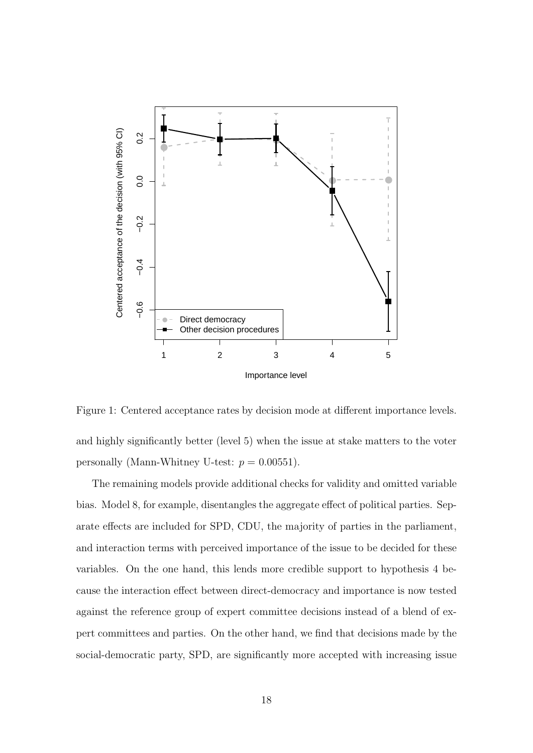Figure 1: Centered acceptance rates by decision mode at different importance levels.

and highly significantly better (level 5) when the issue at stake matters to the voter personally (Mann-Whitney U-test: $p = 0.00551$).

The remaining models provide additional checks for validity and omitted variable bias. Model 8, for example, disentangles the aggregate effect of political parties. Separate effects are included for SPD, CDU, the majority of parties in the parliament, and interaction terms with perceived importance of the issue to be decided for these variables. On the one hand, this lends more credible support to hypothesis 4 because the interaction effect between direct-democracy and importance is now tested against the reference group of expert committee decisions instead of a blend of expert committees and parties. On the other hand, we find that decisions made by the social-democratic party, SPD, are significantly more accepted with increasing issue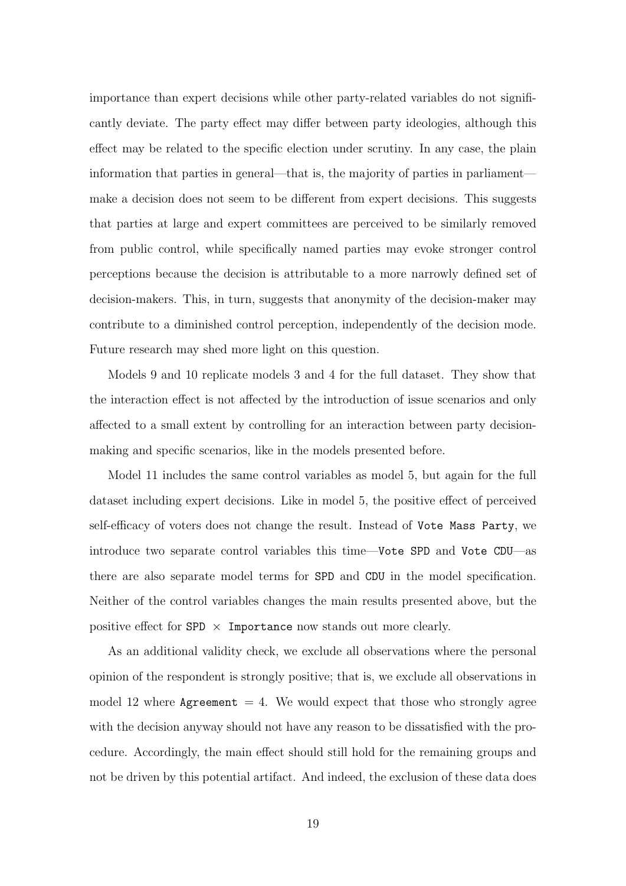importance than expert decisions while other party-related variables do not significantly deviate. The party effect may differ between party ideologies, although this effect may be related to the specific election under scrutiny. In any case, the plain information that parties in general—that is, the majority of parties in parliament—make a decision does not seem to be different from expert decisions. This suggests that parties at large and expert committees are perceived to be similarly removed from public control, while specifically named parties may evoke stronger control perceptions because the decision is attributable to a more narrowly defined set of decision-makers. This, in turn, suggests that anonymity of the decision-maker may contribute to a diminished control perception, independently of the decision mode. Future research may shed more light on this question.

Models 9 and 10 replicate models 3 and 4 for the full dataset. They show that the interaction effect is not affected by the introduction of issue scenarios and only affected to a small extent by controlling for an interaction between party decision-making and specific scenarios, like in the models presented before.

Model 11 includes the same control variables as model 5, but again for the full dataset including expert decisions. Like in model 5, the positive effect of perceived self-efficacy of voters does not change the result. Instead of `Vote Mass Party`, we introduce two separate control variables this time—`Vote SPD` and `Vote CDU`—as there are also separate model terms for `SPD` and `CDU` in the model specification. Neither of the control variables changes the main results presented above, but the positive effect for `SPD` $\times$ `Importance` now stands out more clearly.

As an additional validity check, we exclude all observations where the personal opinion of the respondent is strongly positive; that is, we exclude all observations in model 12 where `Agreement` $= 4$. We would expect that those who strongly agree with the decision anyway should not have any reason to be dissatisfied with the procedure. Accordingly, the main effect should still hold for the remaining groups and not be driven by this potential artifact. And indeed, the exclusion of these data does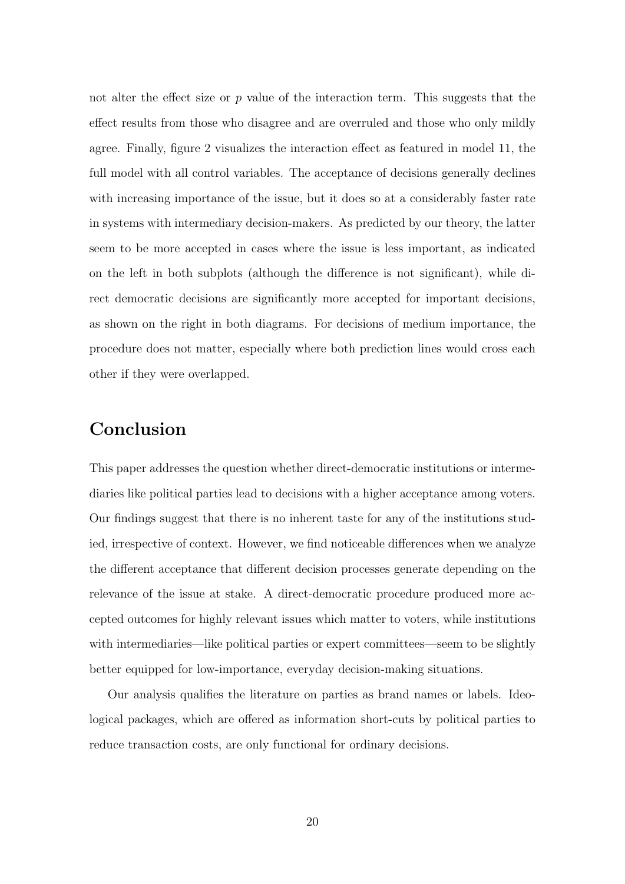not alter the effect size or $p$ value of the interaction term. This suggests that the effect results from those who disagree and are overruled and those who only mildly agree. Finally, figure 2 visualizes the interaction effect as featured in model 11, the full model with all control variables. The acceptance of decisions generally declines with increasing importance of the issue, but it does so at a considerably faster rate in systems with intermediary decision-makers. As predicted by our theory, the latter seem to be more accepted in cases where the issue is less important, as indicated on the left in both subplots (although the difference is not significant), while direct democratic decisions are significantly more accepted for important decisions, as shown on the right in both diagrams. For decisions of medium importance, the procedure does not matter, especially where both prediction lines would cross each other if they were overlapped.

## Conclusion

This paper addresses the question whether direct-democratic institutions or intermediaries like political parties lead to decisions with a higher acceptance among voters. Our findings suggest that there is no inherent taste for any of the institutions studied, irrespective of context. However, we find noticeable differences when we analyze the different acceptance that different decision processes generate depending on the relevance of the issue at stake. A direct-democratic procedure produced more accepted outcomes for highly relevant issues which matter to voters, while institutions with intermediaries—like political parties or expert committees—seem to be slightly better equipped for low-importance, everyday decision-making situations.

Our analysis qualifies the literature on parties as brand names or labels. Ideological packages, which are offered as information short-cuts by political parties to reduce transaction costs, are only functional for ordinary decisions.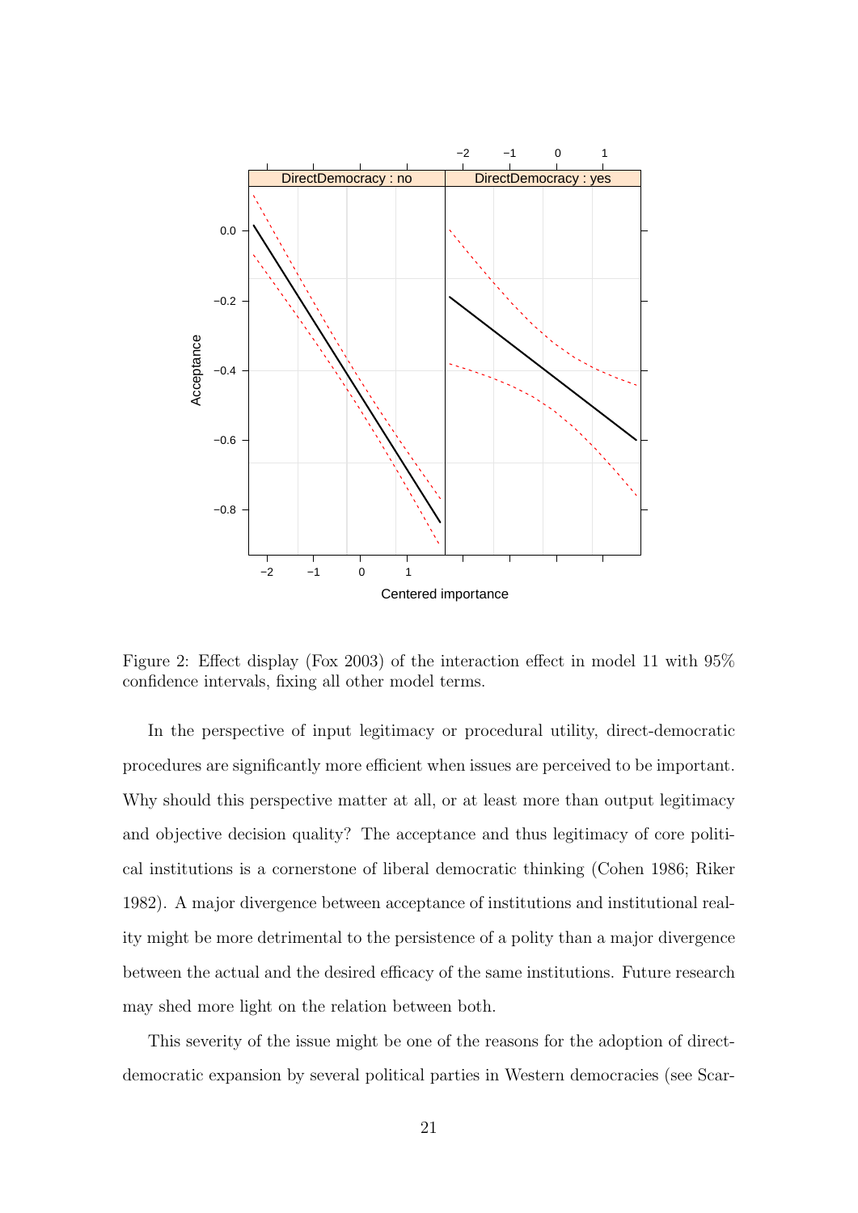Figure 2: Effect display (Fox 2003) of the interaction effect in model 11 with 95% confidence intervals, fixing all other model terms.

In the perspective of input legitimacy or procedural utility, direct-democratic procedures are significantly more efficient when issues are perceived to be important. Why should this perspective matter at all, or at least more than output legitimacy and objective decision quality? The acceptance and thus legitimacy of core political institutions is a cornerstone of liberal democratic thinking (Cohen 1986; Riker 1982). A major divergence between acceptance of institutions and institutional reality might be more detrimental to the persistence of a polity than a major divergence between the actual and the desired efficacy of the same institutions. Future research may shed more light on the relation between both.

This severity of the issue might be one of the reasons for the adoption of direct-democratic expansion by several political parties in Western democracies (see Scar-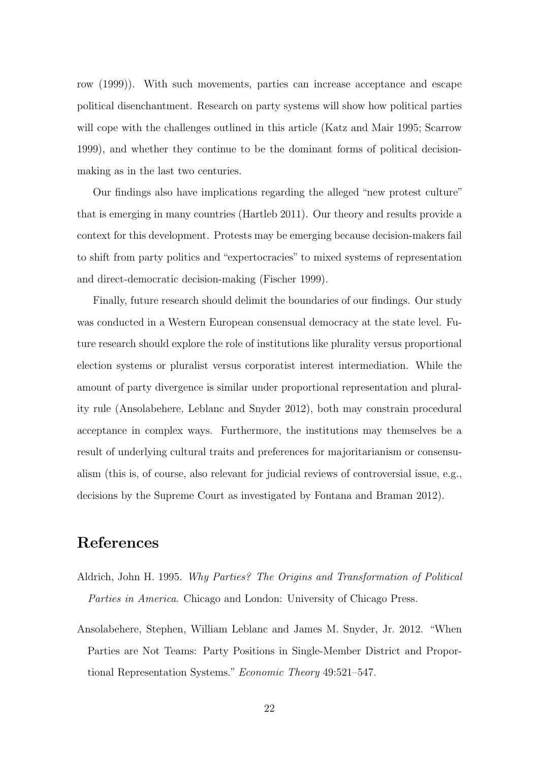row (1999)). With such movements, parties can increase acceptance and escape political disenchantment. Research on party systems will show how political parties will cope with the challenges outlined in this article (Katz and Mair 1995; Scarrow 1999), and whether they continue to be the dominant forms of political decision-making as in the last two centuries.

Our findings also have implications regarding the alleged "new protest culture" that is emerging in many countries (Hartleb 2011). Our theory and results provide a context for this development. Protests may be emerging because decision-makers fail to shift from party politics and "expertocracies" to mixed systems of representation and direct-democratic decision-making (Fischer 1999).

Finally, future research should delimit the boundaries of our findings. Our study was conducted in a Western European consensual democracy at the state level. Future research should explore the role of institutions like plurality versus proportional election systems or pluralist versus corporatist interest intermediation. While the amount of party divergence is similar under proportional representation and plurality rule (Ansolabehere, Leblanc and Snyder 2012), both may constrain procedural acceptance in complex ways. Furthermore, the institutions may themselves be a result of underlying cultural traits and preferences for majoritarianism or consensualism (this is, of course, also relevant for judicial reviews of controversial issue, e.g., decisions by the Supreme Court as investigated by Fontana and Braman 2012).

# References

Aldrich, John H. 1995. *Why Parties? The Origins and Transformation of Political Parties in America*. Chicago and London: University of Chicago Press.

Ansolabehere, Stephen, William Leblanc and James M. Snyder, Jr. 2012. "When Parties are Not Teams: Party Positions in Single-Member District and Proportional Representation Systems." *Economic Theory* 49:521–547.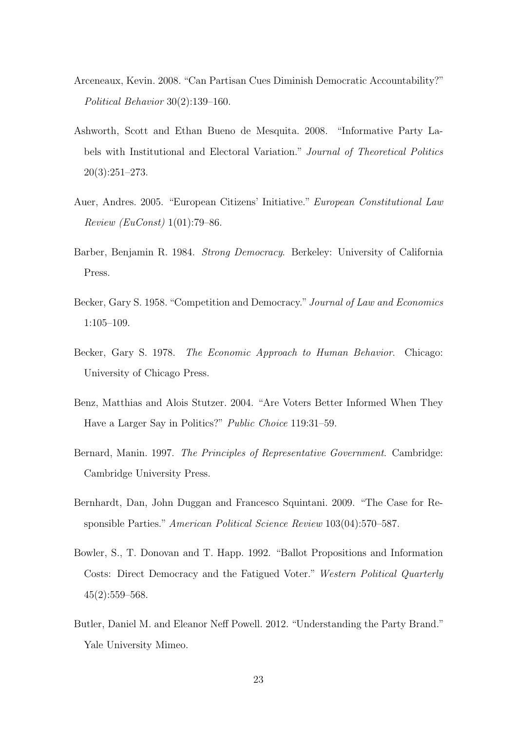Arceneaux, Kevin. 2008. "Can Partisan Cues Diminish Democratic Accountability?" *Political Behavior* 30(2):139–160.

Ashworth, Scott and Ethan Bueno de Mesquita. 2008. "Informative Party Labels with Institutional and Electoral Variation." *Journal of Theoretical Politics* 20(3):251–273.

Auer, Andres. 2005. "European Citizens' Initiative." *European Constitutional Law Review (EuConst)* 1(01):79–86.

Barber, Benjamin R. 1984. *Strong Democracy*. Berkeley: University of California Press.

Becker, Gary S. 1958. "Competition and Democracy." *Journal of Law and Economics* 1:105–109.

Becker, Gary S. 1978. *The Economic Approach to Human Behavior*. Chicago: University of Chicago Press.

Benz, Matthias and Alois Stutzer. 2004. "Are Voters Better Informed When They Have a Larger Say in Politics?" *Public Choice* 119:31–59.

Bernard, Manin. 1997. *The Principles of Representative Government*. Cambridge: Cambridge University Press.

Bernhardt, Dan, John Duggan and Francesco Squintani. 2009. "The Case for Responsible Parties." *American Political Science Review* 103(04):570–587.

Bowler, S., T. Donovan and T. Happ. 1992. "Ballot Propositions and Information Costs: Direct Democracy and the Fatigued Voter." *Western Political Quarterly* 45(2):559–568.

Butler, Daniel M. and Eleanor Neff Powell. 2012. "Understanding the Party Brand." Yale University Mimeo.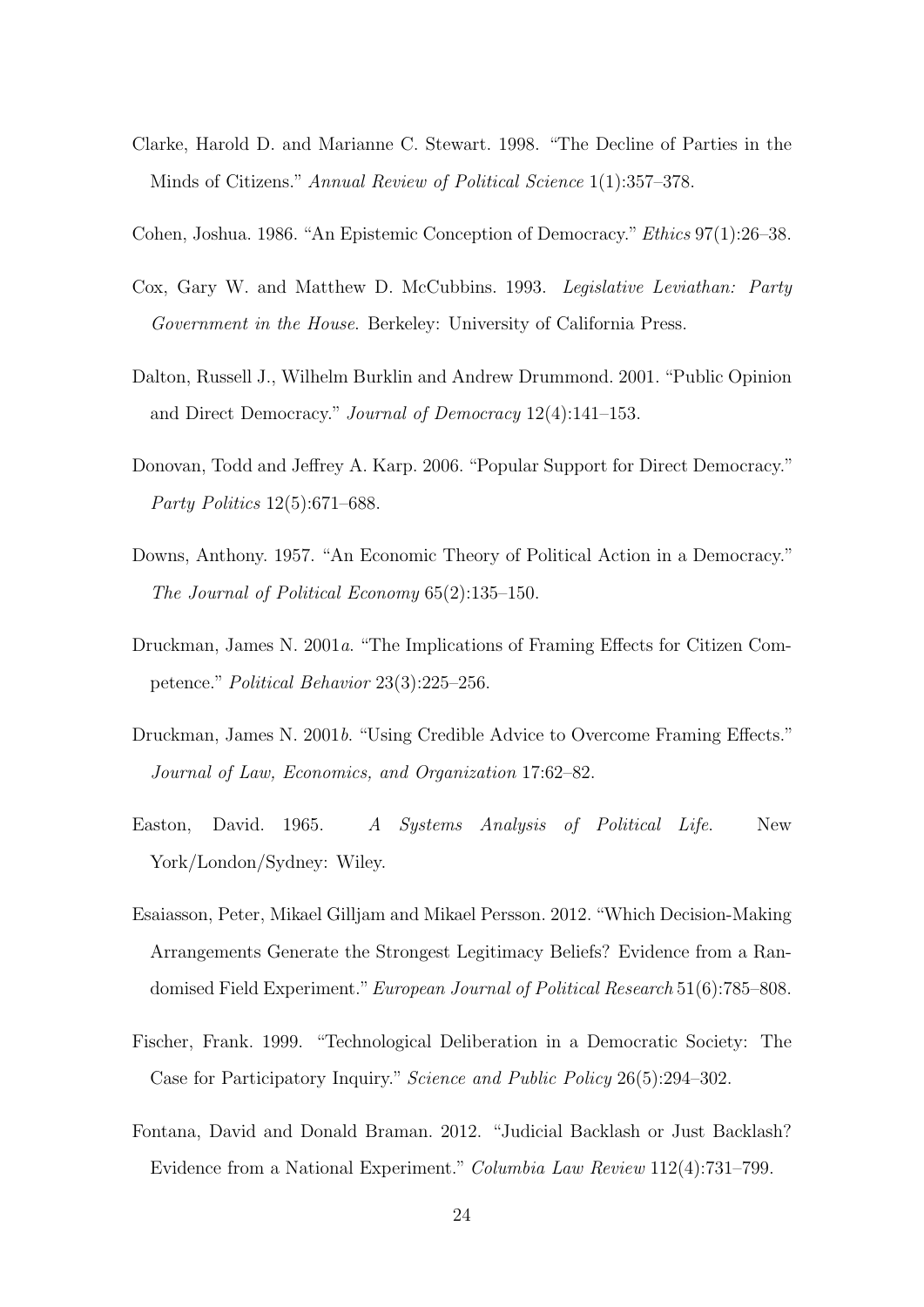Clarke, Harold D. and Marianne C. Stewart. 1998. "The Decline of Parties in the Minds of Citizens." *Annual Review of Political Science* 1(1):357–378.

Cohen, Joshua. 1986. "An Epistemic Conception of Democracy." *Ethics* 97(1):26–38.

Cox, Gary W. and Matthew D. McCubbins. 1993. *Legislative Leviathan: Party Government in the House*. Berkeley: University of California Press.

Dalton, Russell J., Wilhelm Burklin and Andrew Drummond. 2001. "Public Opinion and Direct Democracy." *Journal of Democracy* 12(4):141–153.

Donovan, Todd and Jeffrey A. Karp. 2006. "Popular Support for Direct Democracy." *Party Politics* 12(5):671–688.

Downs, Anthony. 1957. "An Economic Theory of Political Action in a Democracy." *The Journal of Political Economy* 65(2):135–150.

Druckman, James N. 2001*a*. "The Implications of Framing Effects for Citizen Competence." *Political Behavior* 23(3):225–256.

Druckman, James N. 2001*b*. "Using Credible Advice to Overcome Framing Effects." *Journal of Law, Economics, and Organization* 17:62–82.

Easton, David. 1965. *A Systems Analysis of Political Life*. New York/London/Sydney: Wiley.

Esaiasson, Peter, Mikael Gilljam and Mikael Persson. 2012. "Which Decision-Making Arrangements Generate the Strongest Legitimacy Beliefs? Evidence from a Randomised Field Experiment." *European Journal of Political Research* 51(6):785–808.

Fischer, Frank. 1999. "Technological Deliberation in a Democratic Society: The Case for Participatory Inquiry." *Science and Public Policy* 26(5):294–302.

Fontana, David and Donald Braman. 2012. "Judicial Backlash or Just Backlash? Evidence from a National Experiment." *Columbia Law Review* 112(4):731–799.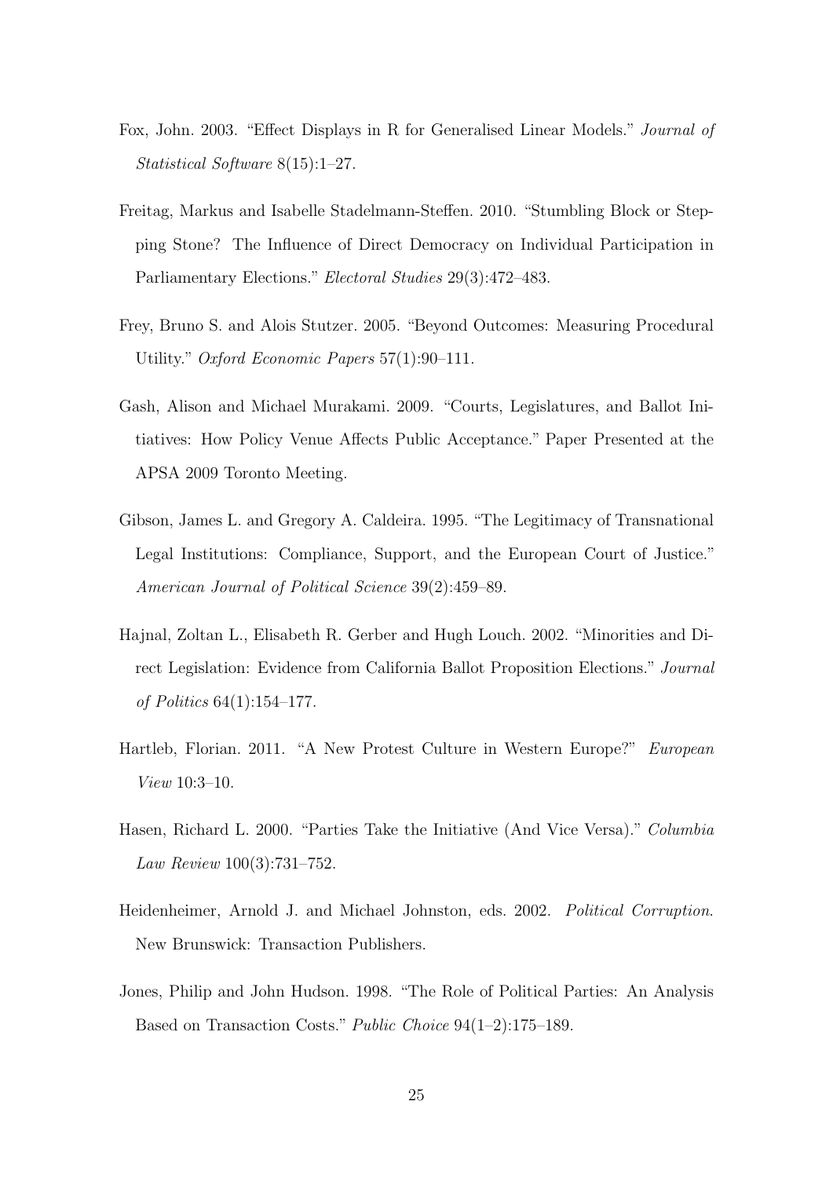Fox, John. 2003. "Effect Displays in R for Generalised Linear Models." *Journal of Statistical Software* 8(15):1–27.

Freitag, Markus and Isabelle Stadelmann-Steffen. 2010. "Stumbling Block or Stepping Stone? The Influence of Direct Democracy on Individual Participation in Parliamentary Elections." *Electoral Studies* 29(3):472–483.

Frey, Bruno S. and Alois Stutzer. 2005. "Beyond Outcomes: Measuring Procedural Utility." *Oxford Economic Papers* 57(1):90–111.

Gash, Alison and Michael Murakami. 2009. "Courts, Legislatures, and Ballot Initiatives: How Policy Venue Affects Public Acceptance." Paper Presented at the APSA 2009 Toronto Meeting.

Gibson, James L. and Gregory A. Caldeira. 1995. "The Legitimacy of Transnational Legal Institutions: Compliance, Support, and the European Court of Justice." *American Journal of Political Science* 39(2):459–89.

Hajnal, Zoltan L., Elisabeth R. Gerber and Hugh Louch. 2002. "Minorities and Direct Legislation: Evidence from California Ballot Proposition Elections." *Journal of Politics* 64(1):154–177.

Hartleb, Florian. 2011. "A New Protest Culture in Western Europe?" *European View* 10:3–10.

Hasen, Richard L. 2000. "Parties Take the Initiative (And Vice Versa)." *Columbia Law Review* 100(3):731–752.

Heidenheimer, Arnold J. and Michael Johnston, eds. 2002. *Political Corruption*. New Brunswick: Transaction Publishers.

Jones, Philip and John Hudson. 1998. "The Role of Political Parties: An Analysis Based on Transaction Costs." *Public Choice* 94(1–2):175–189.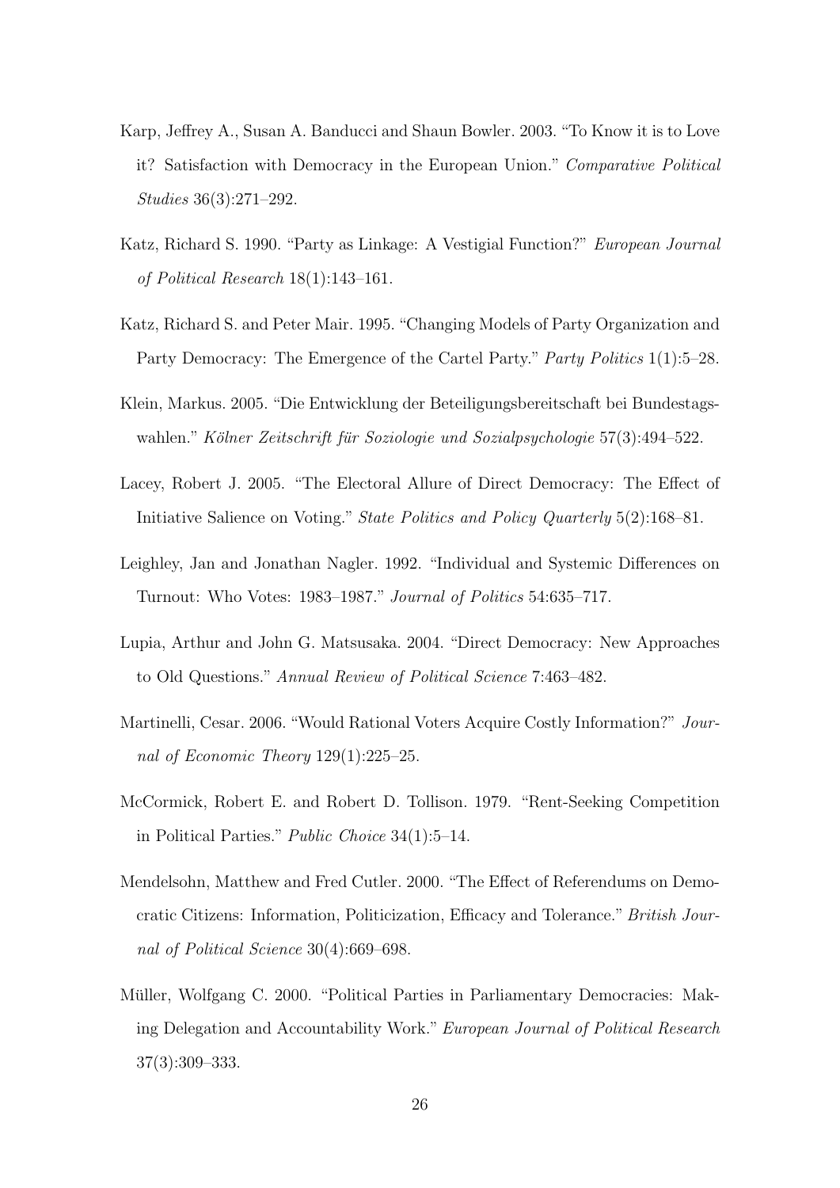Karp, Jeffrey A., Susan A. Banducci and Shaun Bowler. 2003. "To Know it is to Love it? Satisfaction with Democracy in the European Union." *Comparative Political Studies* 36(3):271–292.

Katz, Richard S. 1990. "Party as Linkage: A Vestigial Function?" *European Journal of Political Research* 18(1):143–161.

Katz, Richard S. and Peter Mair. 1995. "Changing Models of Party Organization and Party Democracy: The Emergence of the Cartel Party." *Party Politics* 1(1):5–28.

Klein, Markus. 2005. "Die Entwicklung der Beteiligungsbereitschaft bei Bundestagswahlen." *Kölner Zeitschrift für Soziologie und Sozialpsychologie* 57(3):494–522.

Lacey, Robert J. 2005. "The Electoral Allure of Direct Democracy: The Effect of Initiative Salience on Voting." *State Politics and Policy Quarterly* 5(2):168–81.

Leighley, Jan and Jonathan Nagler. 1992. "Individual and Systemic Differences on Turnout: Who Votes: 1983–1987." *Journal of Politics* 54:635–717.

Lupia, Arthur and John G. Matsusaka. 2004. "Direct Democracy: New Approaches to Old Questions." *Annual Review of Political Science* 7:463–482.

Martinelli, Cesar. 2006. "Would Rational Voters Acquire Costly Information?" *Journal of Economic Theory* 129(1):225–25.

McCormick, Robert E. and Robert D. Tollison. 1979. "Rent-Seeking Competition in Political Parties." *Public Choice* 34(1):5–14.

Mendelsohn, Matthew and Fred Cutler. 2000. "The Effect of Referendums on Democratic Citizens: Information, Politicization, Efficacy and Tolerance." *British Journal of Political Science* 30(4):669–698.

Müller, Wolfgang C. 2000. "Political Parties in Parliamentary Democracies: Making Delegation and Accountability Work." *European Journal of Political Research* 37(3):309–333.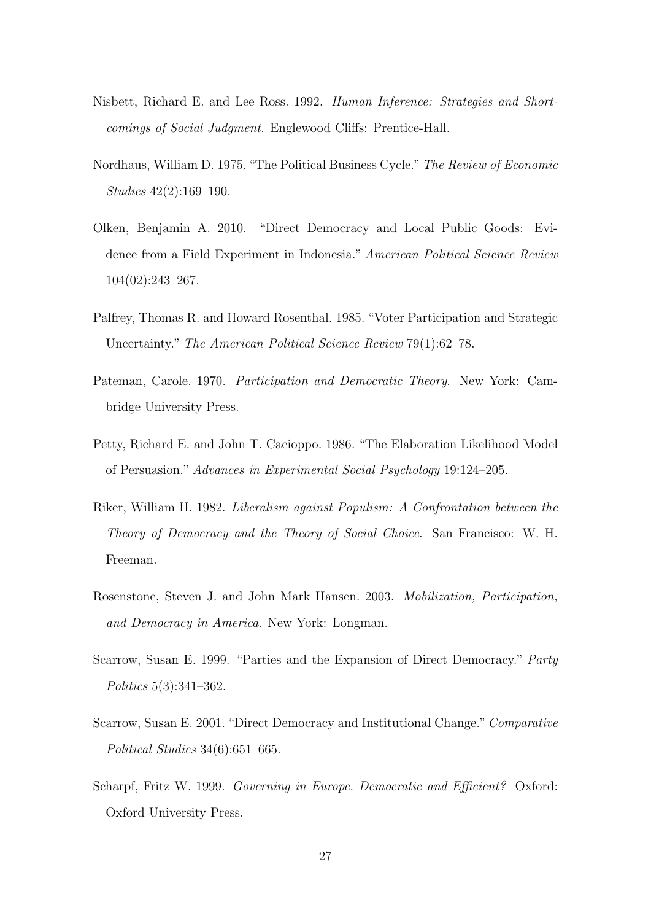Nisbett, Richard E. and Lee Ross. 1992. *Human Inference: Strategies and Shortcomings of Social Judgment*. Englewood Cliffs: Prentice-Hall.

Nordhaus, William D. 1975. "The Political Business Cycle." *The Review of Economic Studies* 42(2):169–190.

Olken, Benjamin A. 2010. "Direct Democracy and Local Public Goods: Evidence from a Field Experiment in Indonesia." *American Political Science Review* 104(02):243–267.

Palfrey, Thomas R. and Howard Rosenthal. 1985. "Voter Participation and Strategic Uncertainty." *The American Political Science Review* 79(1):62–78.

Pateman, Carole. 1970. *Participation and Democratic Theory*. New York: Cambridge University Press.

Petty, Richard E. and John T. Cacioppo. 1986. "The Elaboration Likelihood Model of Persuasion." *Advances in Experimental Social Psychology* 19:124–205.

Riker, William H. 1982. *Liberalism against Populism: A Confrontation between the Theory of Democracy and the Theory of Social Choice*. San Francisco: W. H. Freeman.

Rosenstone, Steven J. and John Mark Hansen. 2003. *Mobilization, Participation, and Democracy in America*. New York: Longman.

Scarrow, Susan E. 1999. "Parties and the Expansion of Direct Democracy." *Party Politics* 5(3):341–362.

Scarrow, Susan E. 2001. "Direct Democracy and Institutional Change." *Comparative Political Studies* 34(6):651–665.

Scharpf, Fritz W. 1999. *Governing in Europe. Democratic and Efficient?* Oxford: Oxford University Press.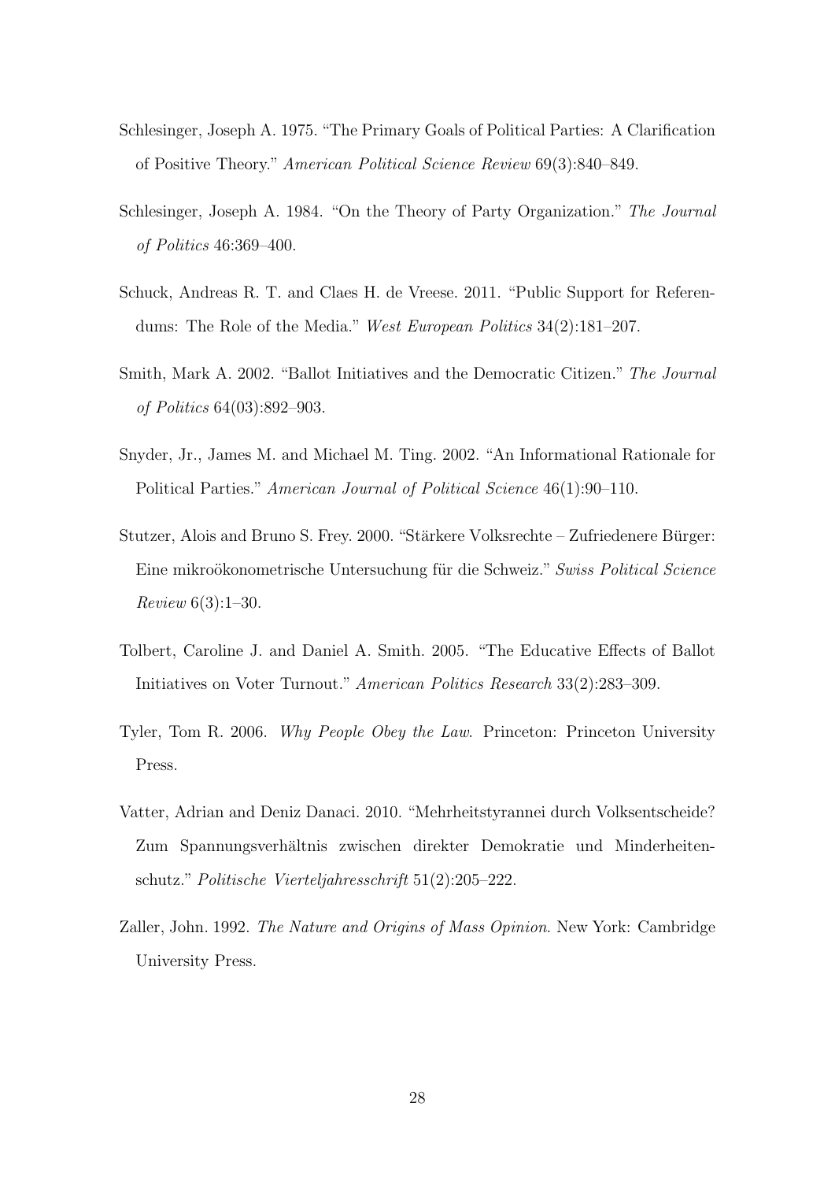Schlesinger, Joseph A. 1975. "The Primary Goals of Political Parties: A Clarification of Positive Theory." *American Political Science Review* 69(3):840–849.

Schlesinger, Joseph A. 1984. "On the Theory of Party Organization." *The Journal of Politics* 46:369–400.

Schuck, Andreas R. T. and Claes H. de Vreese. 2011. "Public Support for Referendums: The Role of the Media." *West European Politics* 34(2):181–207.

Smith, Mark A. 2002. "Ballot Initiatives and the Democratic Citizen." *The Journal of Politics* 64(03):892–903.

Snyder, Jr., James M. and Michael M. Ting. 2002. "An Informational Rationale for Political Parties." *American Journal of Political Science* 46(1):90–110.

Stutzer, Alois and Bruno S. Frey. 2000. "Stärkere Volksrechte – Zufriedenere Bürger: Eine mikroökonometrische Untersuchung für die Schweiz." *Swiss Political Science Review* 6(3):1–30.

Tolbert, Caroline J. and Daniel A. Smith. 2005. "The Educative Effects of Ballot Initiatives on Voter Turnout." *American Politics Research* 33(2):283–309.

Tyler, Tom R. 2006. *Why People Obey the Law*. Princeton: Princeton University Press.

Vatter, Adrian and Deniz Danaci. 2010. "Mehrheitstyrannei durch Volksentscheide? Zum Spannungsverhältnis zwischen direkter Demokratie und Minderheitenschutz." *Politische Vierteljahresschrift* 51(2):205–222.

Zaller, John. 1992. *The Nature and Origins of Mass Opinion*. New York: Cambridge University Press.